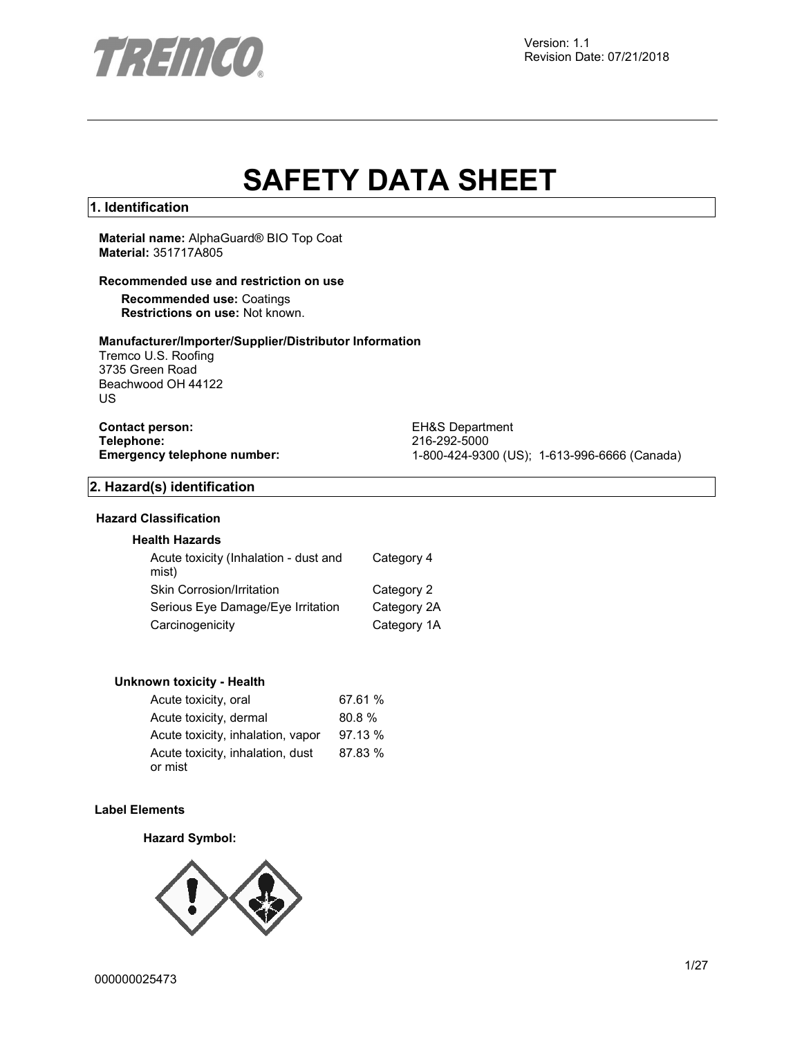Version: 1.1
Revision Date: 07/21/2018

# SAFETY DATA SHEET

## 1. Identification

**Material name:** AlphaGuard® BIO Top Coat
**Material:** 351717A805

**Recommended use and restriction on use**

**Recommended use:** Coatings
**Restrictions on use:** Not known.

**Manufacturer/Importer/Supplier/Distributor Information**
Tremco U.S. Roofing
3735 Green Road
Beachwood OH 44122
US

| | |
|---|---|
| **Contact person:** | EH&S Department |
| **Telephone:** | 216-292-5000 |
| **Emergency telephone number:** | 1-800-424-9300 (US); 1-613-996-6666 (Canada) |

## 2. Hazard(s) identification

**Hazard Classification**

**Health Hazards**

| | |
|---|---|
| Acute toxicity (Inhalation - dust and mist) | Category 4 |
| Skin Corrosion/Irritation | Category 2 |
| Serious Eye Damage/Eye Irritation | Category 2A |
| Carcinogenicity | Category 1A |

**Unknown toxicity - Health**

| | |
|---|---|
| Acute toxicity, oral | 67.61 % |
| Acute toxicity, dermal | 80.8 % |
| Acute toxicity, inhalation, vapor | 97.13 % |
| Acute toxicity, inhalation, dust or mist | 87.83 % |

**Label Elements**

**Hazard Symbol:**

000000025473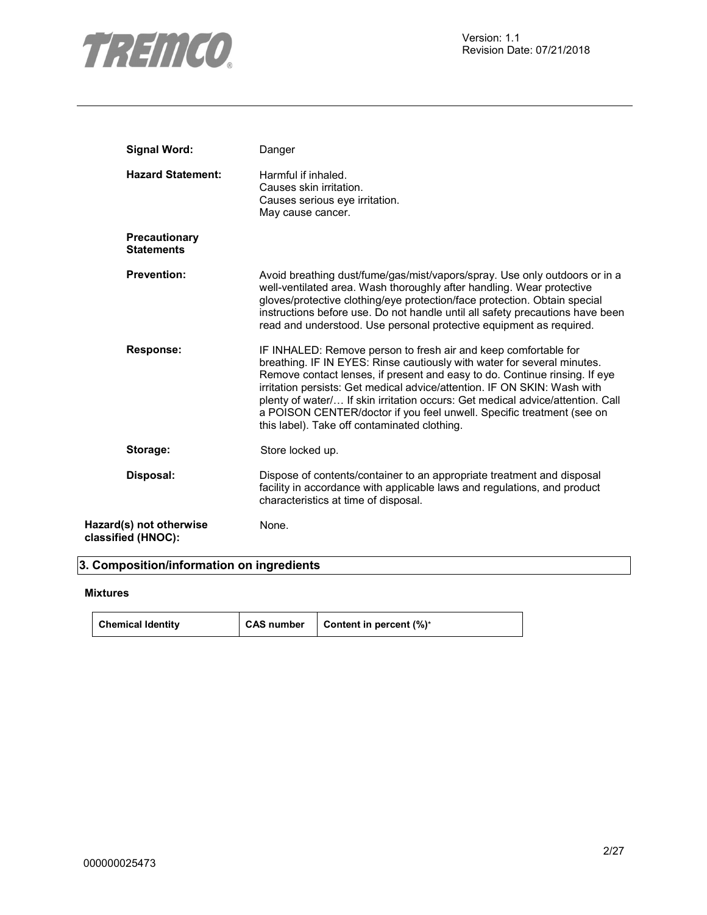| | |
|---|---|
| **Signal Word:** | Danger |
| **Hazard Statement:** | Harmful if inhaled.<br>Causes skin irritation.<br>Causes serious eye irritation.<br>May cause cancer. |
| **Precautionary Statements** | |
| **Prevention:** | Avoid breathing dust/fume/gas/mist/vapors/spray. Use only outdoors or in a well-ventilated area. Wash thoroughly after handling. Wear protective gloves/protective clothing/eye protection/face protection. Obtain special instructions before use. Do not handle until all safety precautions have been read and understood. Use personal protective equipment as required. |
| **Response:** | IF INHALED: Remove person to fresh air and keep comfortable for breathing. IF IN EYES: Rinse cautiously with water for several minutes. Remove contact lenses, if present and easy to do. Continue rinsing. If eye irritation persists: Get medical advice/attention. IF ON SKIN: Wash with plenty of water/… If skin irritation occurs: Get medical advice/attention. Call a POISON CENTER/doctor if you feel unwell. Specific treatment (see on this label). Take off contaminated clothing. |
| **Storage:** | Store locked up. |
| **Disposal:** | Dispose of contents/container to an appropriate treatment and disposal facility in accordance with applicable laws and regulations, and product characteristics at time of disposal. |
| **Hazard(s) not otherwise classified (HNOC):** | None. |

## 3. Composition/information on ingredients

### Mixtures

| Chemical Identity | CAS number | Content in percent (%)* |
|---|---|---|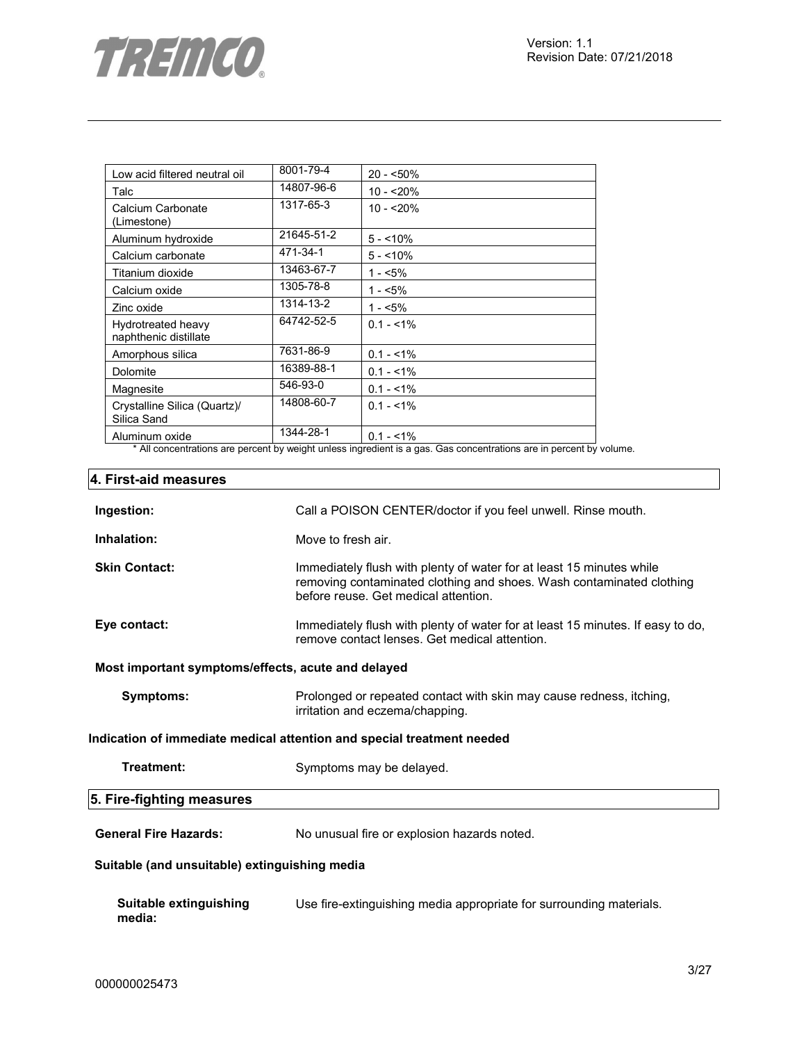| | | |
|---|---|---|
| Low acid filtered neutral oil | 8001-79-4 | 20 - <50% |
| Talc | 14807-96-6 | 10 - <20% |
| Calcium Carbonate (Limestone) | 1317-65-3 | 10 - <20% |
| Aluminum hydroxide | 21645-51-2 | 5 - <10% |
| Calcium carbonate | 471-34-1 | 5 - <10% |
| Titanium dioxide | 13463-67-7 | 1 - <5% |
| Calcium oxide | 1305-78-8 | 1 - <5% |
| Zinc oxide | 1314-13-2 | 1 - <5% |
| Hydrotreated heavy naphthenic distillate | 64742-52-5 | 0.1 - <1% |
| Amorphous silica | 7631-86-9 | 0.1 - <1% |
| Dolomite | 16389-88-1 | 0.1 - <1% |
| Magnesite | 546-93-0 | 0.1 - <1% |
| Crystalline Silica (Quartz)/ Silica Sand | 14808-60-7 | 0.1 - <1% |
| Aluminum oxide | 1344-28-1 | 0.1 - <1% |

* All concentrations are percent by weight unless ingredient is a gas. Gas concentrations are in percent by volume.

## 4. First-aid measures

**Ingestion:** Call a POISON CENTER/doctor if you feel unwell. Rinse mouth.

**Inhalation:** Move to fresh air.

**Skin Contact:** Immediately flush with plenty of water for at least 15 minutes while removing contaminated clothing and shoes. Wash contaminated clothing before reuse. Get medical attention.

**Eye contact:** Immediately flush with plenty of water for at least 15 minutes. If easy to do, remove contact lenses. Get medical attention.

**Most important symptoms/effects, acute and delayed**

**Symptoms:** Prolonged or repeated contact with skin may cause redness, itching, irritation and eczema/chapping.

**Indication of immediate medical attention and special treatment needed**

**Treatment:** Symptoms may be delayed.

## 5. Fire-fighting measures

**General Fire Hazards:** No unusual fire or explosion hazards noted.

**Suitable (and unsuitable) extinguishing media**

**Suitable extinguishing media:** Use fire-extinguishing media appropriate for surrounding materials.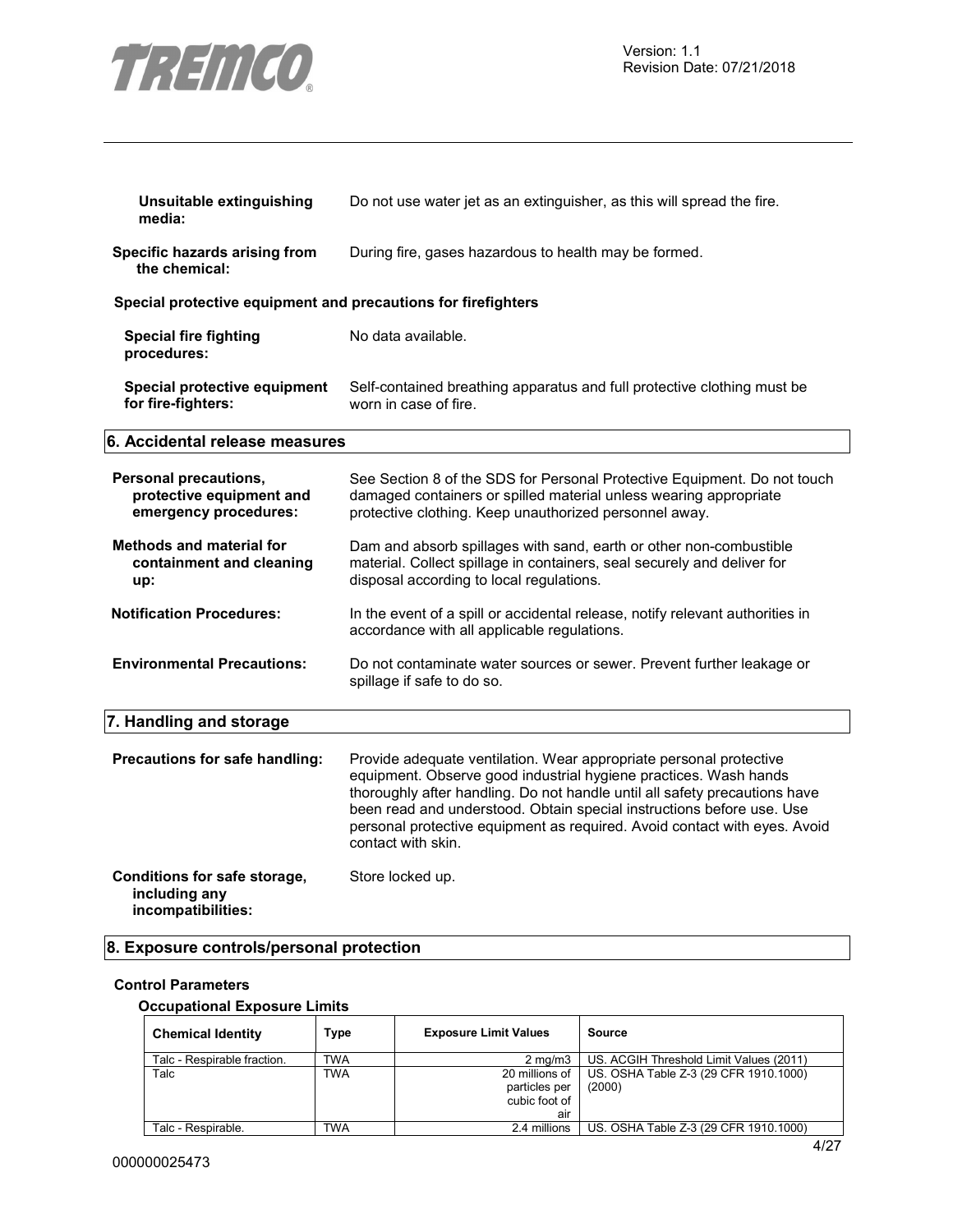**Unsuitable extinguishing media:** Do not use water jet as an extinguisher, as this will spread the fire.

**Specific hazards arising from the chemical:** During fire, gases hazardous to health may be formed.

**Special protective equipment and precautions for firefighters**

**Special fire fighting procedures:** No data available.

**Special protective equipment for fire-fighters:** Self-contained breathing apparatus and full protective clothing must be worn in case of fire.

## 6. Accidental release measures

**Personal precautions, protective equipment and emergency procedures:** See Section 8 of the SDS for Personal Protective Equipment. Do not touch damaged containers or spilled material unless wearing appropriate protective clothing. Keep unauthorized personnel away.

**Methods and material for containment and cleaning up:** Dam and absorb spillages with sand, earth or other non-combustible material. Collect spillage in containers, seal securely and deliver for disposal according to local regulations.

**Notification Procedures:** In the event of a spill or accidental release, notify relevant authorities in accordance with all applicable regulations.

**Environmental Precautions:** Do not contaminate water sources or sewer. Prevent further leakage or spillage if safe to do so.

## 7. Handling and storage

**Precautions for safe handling:** Provide adequate ventilation. Wear appropriate personal protective equipment. Observe good industrial hygiene practices. Wash hands thoroughly after handling. Do not handle until all safety precautions have been read and understood. Obtain special instructions before use. Use personal protective equipment as required. Avoid contact with eyes. Avoid contact with skin.

**Conditions for safe storage, including any incompatibilities:** Store locked up.

## 8. Exposure controls/personal protection

**Control Parameters**

**Occupational Exposure Limits**

| Chemical Identity | Type | Exposure Limit Values | Source |
|---|---|---|---|
| Talc - Respirable fraction. | TWA | 2 mg/m3 | US. ACGIH Threshold Limit Values (2011) |
| Talc | TWA | 20 millions of particles per cubic foot of air | US. OSHA Table Z-3 (29 CFR 1910.1000) (2000) |
| Talc - Respirable. | TWA | 2.4 millions | US. OSHA Table Z-3 (29 CFR 1910.1000) |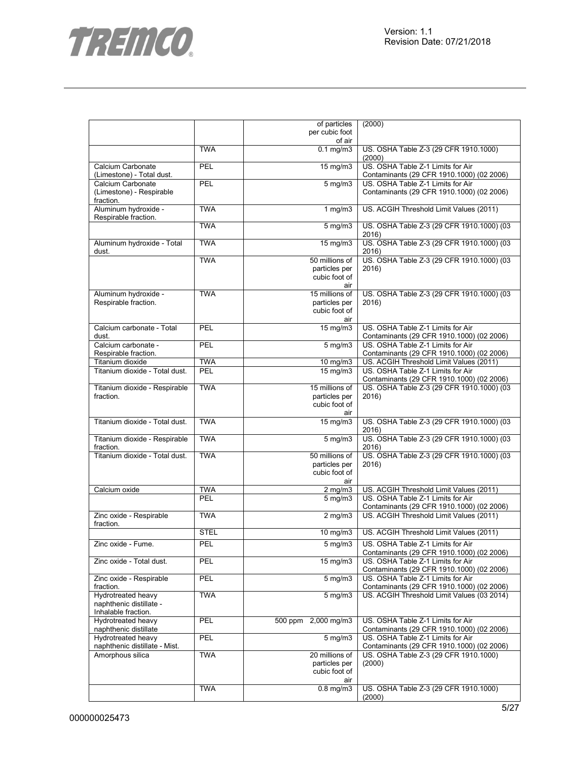| | | | |
|---|---|---|---|
| | | of particles per cubic foot of air | (2000) |
| | TWA | 0.1 mg/m3 | US. OSHA Table Z-3 (29 CFR 1910.1000) (2000) |
| Calcium Carbonate (Limestone) - Total dust. | PEL | 15 mg/m3 | US. OSHA Table Z-1 Limits for Air Contaminants (29 CFR 1910.1000) (02 2006) |
| Calcium Carbonate (Limestone) - Respirable fraction. | PEL | 5 mg/m3 | US. OSHA Table Z-1 Limits for Air Contaminants (29 CFR 1910.1000) (02 2006) |
| Aluminum hydroxide - Respirable fraction. | TWA | 1 mg/m3 | US. ACGIH Threshold Limit Values (2011) |
| | TWA | 5 mg/m3 | US. OSHA Table Z-3 (29 CFR 1910.1000) (03 2016) |
| Aluminum hydroxide - Total dust. | TWA | 15 mg/m3 | US. OSHA Table Z-3 (29 CFR 1910.1000) (03 2016) |
| | TWA | 50 millions of particles per cubic foot of air | US. OSHA Table Z-3 (29 CFR 1910.1000) (03 2016) |
| Aluminum hydroxide - Respirable fraction. | TWA | 15 millions of particles per cubic foot of air | US. OSHA Table Z-3 (29 CFR 1910.1000) (03 2016) |
| Calcium carbonate - Total dust. | PEL | 15 mg/m3 | US. OSHA Table Z-1 Limits for Air Contaminants (29 CFR 1910.1000) (02 2006) |
| Calcium carbonate - Respirable fraction. | PEL | 5 mg/m3 | US. OSHA Table Z-1 Limits for Air Contaminants (29 CFR 1910.1000) (02 2006) |
| Titanium dioxide | TWA | 10 mg/m3 | US. ACGIH Threshold Limit Values (2011) |
| Titanium dioxide - Total dust. | PEL | 15 mg/m3 | US. OSHA Table Z-1 Limits for Air Contaminants (29 CFR 1910.1000) (02 2006) |
| Titanium dioxide - Respirable fraction. | TWA | 15 millions of particles per cubic foot of air | US. OSHA Table Z-3 (29 CFR 1910.1000) (03 2016) |
| Titanium dioxide - Total dust. | TWA | 15 mg/m3 | US. OSHA Table Z-3 (29 CFR 1910.1000) (03 2016) |
| Titanium dioxide - Respirable fraction. | TWA | 5 mg/m3 | US. OSHA Table Z-3 (29 CFR 1910.1000) (03 2016) |
| Titanium dioxide - Total dust. | TWA | 50 millions of particles per cubic foot of air | US. OSHA Table Z-3 (29 CFR 1910.1000) (03 2016) |
| Calcium oxide | TWA | 2 mg/m3 | US. ACGIH Threshold Limit Values (2011) |
| | PEL | 5 mg/m3 | US. OSHA Table Z-1 Limits for Air Contaminants (29 CFR 1910.1000) (02 2006) |
| Zinc oxide - Respirable fraction. | TWA | 2 mg/m3 | US. ACGIH Threshold Limit Values (2011) |
| | STEL | 10 mg/m3 | US. ACGIH Threshold Limit Values (2011) |
| Zinc oxide - Fume. | PEL | 5 mg/m3 | US. OSHA Table Z-1 Limits for Air Contaminants (29 CFR 1910.1000) (02 2006) |
| Zinc oxide - Total dust. | PEL | 15 mg/m3 | US. OSHA Table Z-1 Limits for Air Contaminants (29 CFR 1910.1000) (02 2006) |
| Zinc oxide - Respirable fraction. | PEL | 5 mg/m3 | US. OSHA Table Z-1 Limits for Air Contaminants (29 CFR 1910.1000) (02 2006) |
| Hydrotreated heavy naphthenic distillate - Inhalable fraction. | TWA | 5 mg/m3 | US. ACGIH Threshold Limit Values (03 2014) |
| Hydrotreated heavy naphthenic distillate | PEL | 500 ppm 2,000 mg/m3 | US. OSHA Table Z-1 Limits for Air Contaminants (29 CFR 1910.1000) (02 2006) |
| Hydrotreated heavy naphthenic distillate - Mist. | PEL | 5 mg/m3 | US. OSHA Table Z-1 Limits for Air Contaminants (29 CFR 1910.1000) (02 2006) |
| Amorphous silica | TWA | 20 millions of particles per cubic foot of air | US. OSHA Table Z-3 (29 CFR 1910.1000) (2000) |
| | TWA | 0.8 mg/m3 | US. OSHA Table Z-3 (29 CFR 1910.1000) (2000) |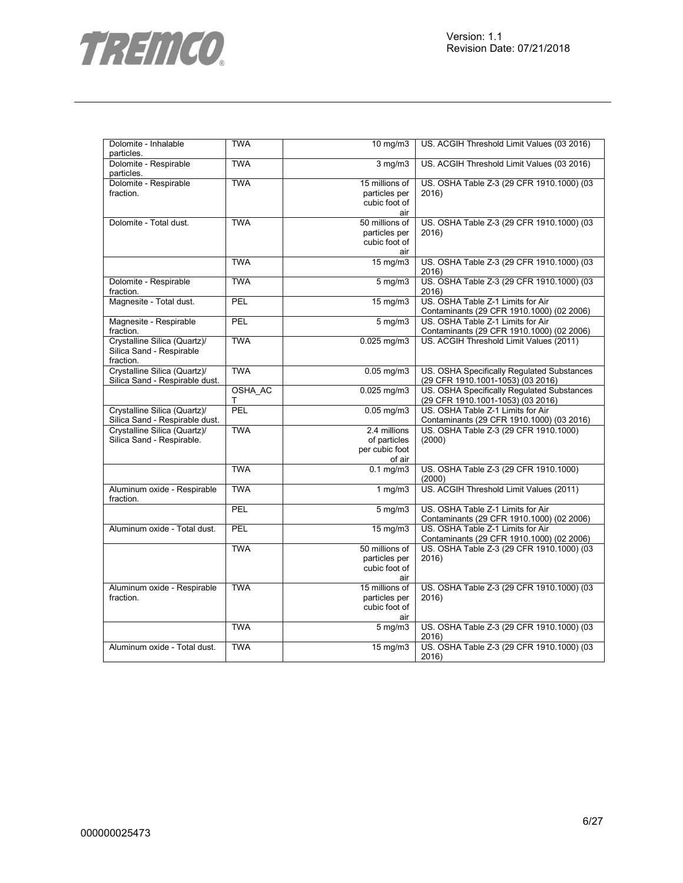| | | | |
|---|---|---|---|
| Dolomite - Inhalable particles. | TWA | 10 mg/m3 | US. ACGIH Threshold Limit Values (03 2016) |
| Dolomite - Respirable particles. | TWA | 3 mg/m3 | US. ACGIH Threshold Limit Values (03 2016) |
| Dolomite - Respirable fraction. | TWA | 15 millions of particles per cubic foot of air | US. OSHA Table Z-3 (29 CFR 1910.1000) (03 2016) |
| Dolomite - Total dust. | TWA | 50 millions of particles per cubic foot of air | US. OSHA Table Z-3 (29 CFR 1910.1000) (03 2016) |
| | TWA | 15 mg/m3 | US. OSHA Table Z-3 (29 CFR 1910.1000) (03 2016) |
| Dolomite - Respirable fraction. | TWA | 5 mg/m3 | US. OSHA Table Z-3 (29 CFR 1910.1000) (03 2016) |
| Magnesite - Total dust. | PEL | 15 mg/m3 | US. OSHA Table Z-1 Limits for Air Contaminants (29 CFR 1910.1000) (02 2006) |
| Magnesite - Respirable fraction. | PEL | 5 mg/m3 | US. OSHA Table Z-1 Limits for Air Contaminants (29 CFR 1910.1000) (02 2006) |
| Crystalline Silica (Quartz)/ Silica Sand - Respirable fraction. | TWA | 0.025 mg/m3 | US. ACGIH Threshold Limit Values (2011) |
| Crystalline Silica (Quartz)/ Silica Sand - Respirable dust. | TWA | 0.05 mg/m3 | US. OSHA Specifically Regulated Substances (29 CFR 1910.1001-1053) (03 2016) |
| | OSHA_ACT | 0.025 mg/m3 | US. OSHA Specifically Regulated Substances (29 CFR 1910.1001-1053) (03 2016) |
| Crystalline Silica (Quartz)/ Silica Sand - Respirable dust. | PEL | 0.05 mg/m3 | US. OSHA Table Z-1 Limits for Air Contaminants (29 CFR 1910.1000) (03 2016) |
| Crystalline Silica (Quartz)/ Silica Sand - Respirable. | TWA | 2.4 millions of particles per cubic foot of air | US. OSHA Table Z-3 (29 CFR 1910.1000) (2000) |
| | TWA | 0.1 mg/m3 | US. OSHA Table Z-3 (29 CFR 1910.1000) (2000) |
| Aluminum oxide - Respirable fraction. | TWA | 1 mg/m3 | US. ACGIH Threshold Limit Values (2011) |
| | PEL | 5 mg/m3 | US. OSHA Table Z-1 Limits for Air Contaminants (29 CFR 1910.1000) (02 2006) |
| Aluminum oxide - Total dust. | PEL | 15 mg/m3 | US. OSHA Table Z-1 Limits for Air Contaminants (29 CFR 1910.1000) (02 2006) |
| | TWA | 50 millions of particles per cubic foot of air | US. OSHA Table Z-3 (29 CFR 1910.1000) (03 2016) |
| Aluminum oxide - Respirable fraction. | TWA | 15 millions of particles per cubic foot of air | US. OSHA Table Z-3 (29 CFR 1910.1000) (03 2016) |
| | TWA | 5 mg/m3 | US. OSHA Table Z-3 (29 CFR 1910.1000) (03 2016) |
| Aluminum oxide - Total dust. | TWA | 15 mg/m3 | US. OSHA Table Z-3 (29 CFR 1910.1000) (03 2016) |

000000025473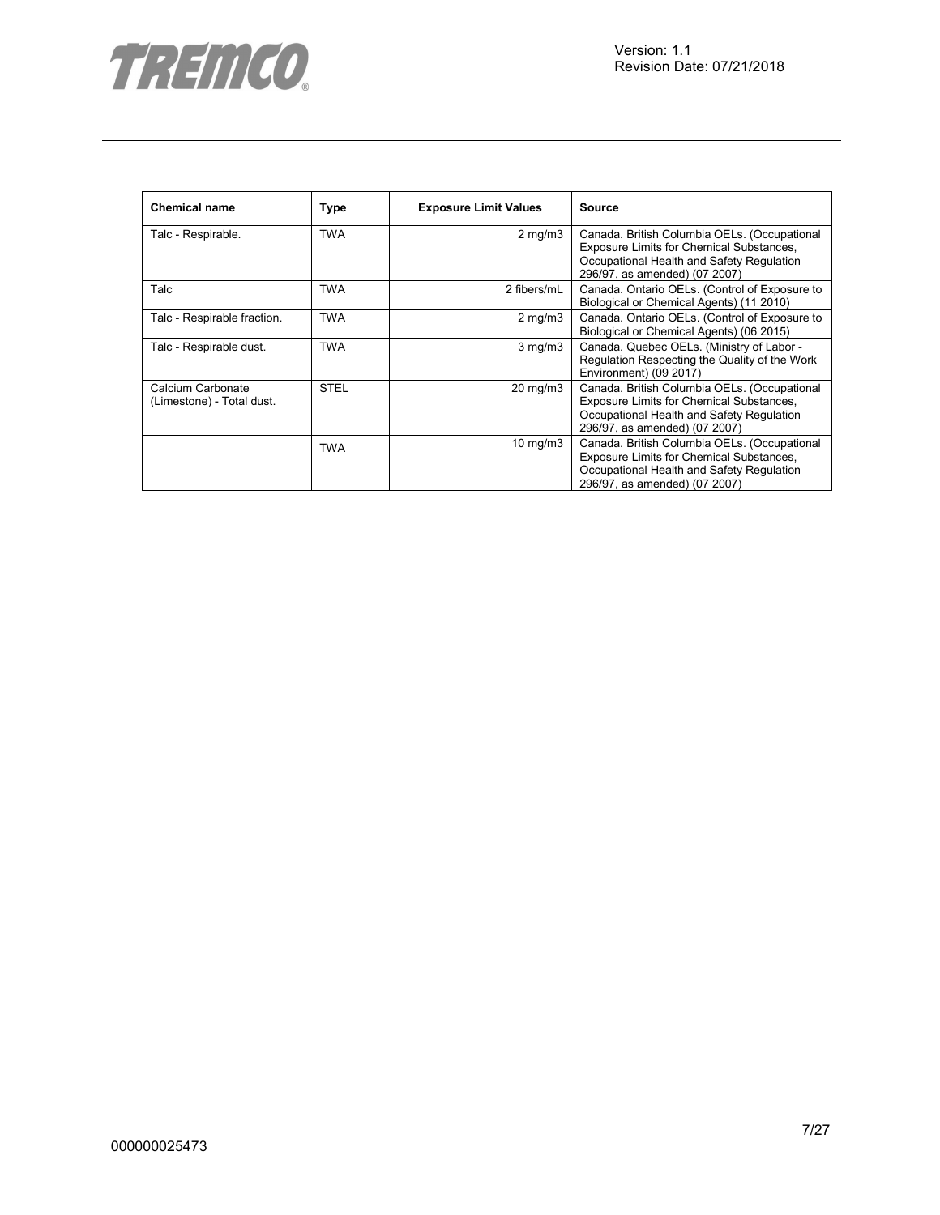| Chemical name | Type | Exposure Limit Values | Source |
|---|---|---|---|
| Talc - Respirable. | TWA | 2 mg/m3 | Canada. British Columbia OELs. (Occupational Exposure Limits for Chemical Substances, Occupational Health and Safety Regulation 296/97, as amended) (07 2007) |
| Talc | TWA | 2 fibers/mL | Canada. Ontario OELs. (Control of Exposure to Biological or Chemical Agents) (11 2010) |
| Talc - Respirable fraction. | TWA | 2 mg/m3 | Canada. Ontario OELs. (Control of Exposure to Biological or Chemical Agents) (06 2015) |
| Talc - Respirable dust. | TWA | 3 mg/m3 | Canada. Quebec OELs. (Ministry of Labor - Regulation Respecting the Quality of the Work Environment) (09 2017) |
| Calcium Carbonate (Limestone) - Total dust. | STEL | 20 mg/m3 | Canada. British Columbia OELs. (Occupational Exposure Limits for Chemical Substances, Occupational Health and Safety Regulation 296/97, as amended) (07 2007) |
| | TWA | 10 mg/m3 | Canada. British Columbia OELs. (Occupational Exposure Limits for Chemical Substances, Occupational Health and Safety Regulation 296/97, as amended) (07 2007) |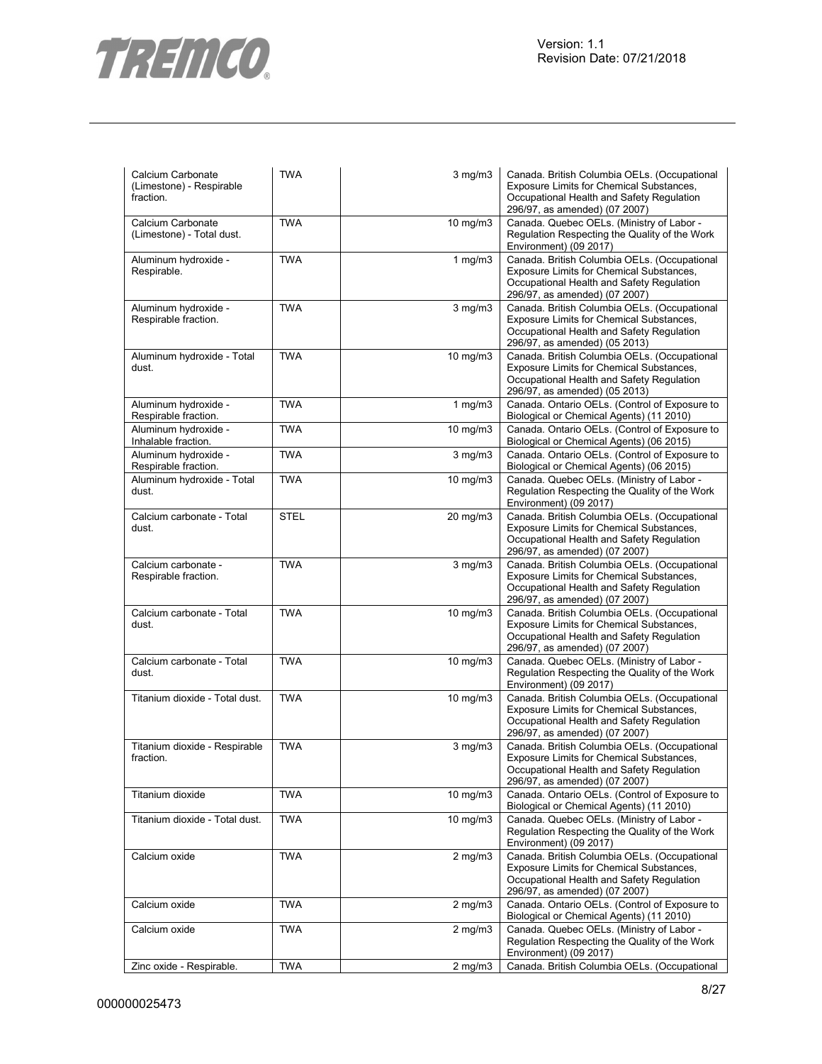| | | | |
|---|---|---|---|
| Calcium Carbonate (Limestone) - Respirable fraction. | TWA | 3 mg/m3 | Canada. British Columbia OELs. (Occupational Exposure Limits for Chemical Substances, Occupational Health and Safety Regulation 296/97, as amended) (07 2007) |
| Calcium Carbonate (Limestone) - Total dust. | TWA | 10 mg/m3 | Canada. Quebec OELs. (Ministry of Labor - Regulation Respecting the Quality of the Work Environment) (09 2017) |
| Aluminum hydroxide - Respirable. | TWA | 1 mg/m3 | Canada. British Columbia OELs. (Occupational Exposure Limits for Chemical Substances, Occupational Health and Safety Regulation 296/97, as amended) (07 2007) |
| Aluminum hydroxide - Respirable fraction. | TWA | 3 mg/m3 | Canada. British Columbia OELs. (Occupational Exposure Limits for Chemical Substances, Occupational Health and Safety Regulation 296/97, as amended) (05 2013) |
| Aluminum hydroxide - Total dust. | TWA | 10 mg/m3 | Canada. British Columbia OELs. (Occupational Exposure Limits for Chemical Substances, Occupational Health and Safety Regulation 296/97, as amended) (05 2013) |
| Aluminum hydroxide - Respirable fraction. | TWA | 1 mg/m3 | Canada. Ontario OELs. (Control of Exposure to Biological or Chemical Agents) (11 2010) |
| Aluminum hydroxide - Inhalable fraction. | TWA | 10 mg/m3 | Canada. Ontario OELs. (Control of Exposure to Biological or Chemical Agents) (06 2015) |
| Aluminum hydroxide - Respirable fraction. | TWA | 3 mg/m3 | Canada. Ontario OELs. (Control of Exposure to Biological or Chemical Agents) (06 2015) |
| Aluminum hydroxide - Total dust. | TWA | 10 mg/m3 | Canada. Quebec OELs. (Ministry of Labor - Regulation Respecting the Quality of the Work Environment) (09 2017) |
| Calcium carbonate - Total dust. | STEL | 20 mg/m3 | Canada. British Columbia OELs. (Occupational Exposure Limits for Chemical Substances, Occupational Health and Safety Regulation 296/97, as amended) (07 2007) |
| Calcium carbonate - Respirable fraction. | TWA | 3 mg/m3 | Canada. British Columbia OELs. (Occupational Exposure Limits for Chemical Substances, Occupational Health and Safety Regulation 296/97, as amended) (07 2007) |
| Calcium carbonate - Total dust. | TWA | 10 mg/m3 | Canada. British Columbia OELs. (Occupational Exposure Limits for Chemical Substances, Occupational Health and Safety Regulation 296/97, as amended) (07 2007) |
| Calcium carbonate - Total dust. | TWA | 10 mg/m3 | Canada. Quebec OELs. (Ministry of Labor - Regulation Respecting the Quality of the Work Environment) (09 2017) |
| Titanium dioxide - Total dust. | TWA | 10 mg/m3 | Canada. British Columbia OELs. (Occupational Exposure Limits for Chemical Substances, Occupational Health and Safety Regulation 296/97, as amended) (07 2007) |
| Titanium dioxide - Respirable fraction. | TWA | 3 mg/m3 | Canada. British Columbia OELs. (Occupational Exposure Limits for Chemical Substances, Occupational Health and Safety Regulation 296/97, as amended) (07 2007) |
| Titanium dioxide | TWA | 10 mg/m3 | Canada. Ontario OELs. (Control of Exposure to Biological or Chemical Agents) (11 2010) |
| Titanium dioxide - Total dust. | TWA | 10 mg/m3 | Canada. Quebec OELs. (Ministry of Labor - Regulation Respecting the Quality of the Work Environment) (09 2017) |
| Calcium oxide | TWA | 2 mg/m3 | Canada. British Columbia OELs. (Occupational Exposure Limits for Chemical Substances, Occupational Health and Safety Regulation 296/97, as amended) (07 2007) |
| Calcium oxide | TWA | 2 mg/m3 | Canada. Ontario OELs. (Control of Exposure to Biological or Chemical Agents) (11 2010) |
| Calcium oxide | TWA | 2 mg/m3 | Canada. Quebec OELs. (Ministry of Labor - Regulation Respecting the Quality of the Work Environment) (09 2017) |
| Zinc oxide - Respirable. | TWA | 2 mg/m3 | Canada. British Columbia OELs. (Occupational |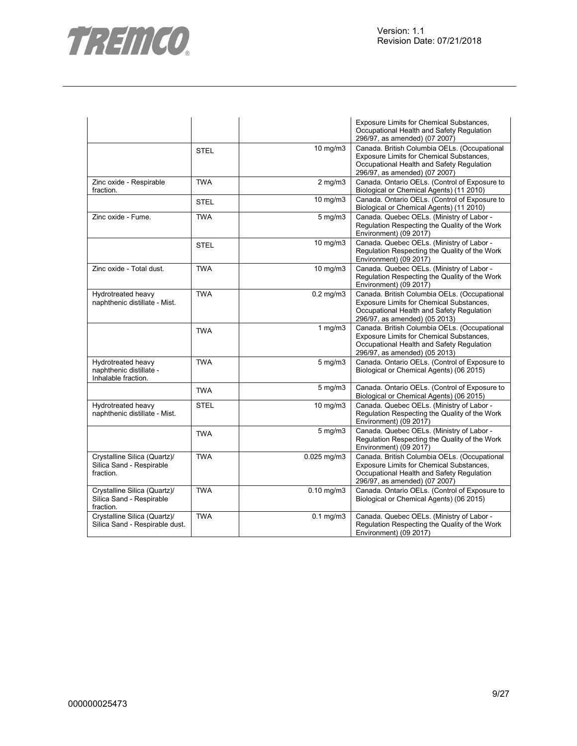| | | | |
|---|---|---|---|
| | | | Exposure Limits for Chemical Substances, Occupational Health and Safety Regulation 296/97, as amended) (07 2007) |
| | STEL | 10 mg/m3 | Canada. British Columbia OELs. (Occupational Exposure Limits for Chemical Substances, Occupational Health and Safety Regulation 296/97, as amended) (07 2007) |
| Zinc oxide - Respirable fraction. | TWA | 2 mg/m3 | Canada. Ontario OELs. (Control of Exposure to Biological or Chemical Agents) (11 2010) |
| | STEL | 10 mg/m3 | Canada. Ontario OELs. (Control of Exposure to Biological or Chemical Agents) (11 2010) |
| Zinc oxide - Fume. | TWA | 5 mg/m3 | Canada. Quebec OELs. (Ministry of Labor - Regulation Respecting the Quality of the Work Environment) (09 2017) |
| | STEL | 10 mg/m3 | Canada. Quebec OELs. (Ministry of Labor - Regulation Respecting the Quality of the Work Environment) (09 2017) |
| Zinc oxide - Total dust. | TWA | 10 mg/m3 | Canada. Quebec OELs. (Ministry of Labor - Regulation Respecting the Quality of the Work Environment) (09 2017) |
| Hydrotreated heavy naphthenic distillate - Mist. | TWA | 0.2 mg/m3 | Canada. British Columbia OELs. (Occupational Exposure Limits for Chemical Substances, Occupational Health and Safety Regulation 296/97, as amended) (05 2013) |
| | TWA | 1 mg/m3 | Canada. British Columbia OELs. (Occupational Exposure Limits for Chemical Substances, Occupational Health and Safety Regulation 296/97, as amended) (05 2013) |
| Hydrotreated heavy naphthenic distillate - Inhalable fraction. | TWA | 5 mg/m3 | Canada. Ontario OELs. (Control of Exposure to Biological or Chemical Agents) (06 2015) |
| | TWA | 5 mg/m3 | Canada. Ontario OELs. (Control of Exposure to Biological or Chemical Agents) (06 2015) |
| Hydrotreated heavy naphthenic distillate - Mist. | STEL | 10 mg/m3 | Canada. Quebec OELs. (Ministry of Labor - Regulation Respecting the Quality of the Work Environment) (09 2017) |
| | TWA | 5 mg/m3 | Canada. Quebec OELs. (Ministry of Labor - Regulation Respecting the Quality of the Work Environment) (09 2017) |
| Crystalline Silica (Quartz)/ Silica Sand - Respirable fraction. | TWA | 0.025 mg/m3 | Canada. British Columbia OELs. (Occupational Exposure Limits for Chemical Substances, Occupational Health and Safety Regulation 296/97, as amended) (07 2007) |
| Crystalline Silica (Quartz)/ Silica Sand - Respirable fraction. | TWA | 0.10 mg/m3 | Canada. Ontario OELs. (Control of Exposure to Biological or Chemical Agents) (06 2015) |
| Crystalline Silica (Quartz)/ Silica Sand - Respirable dust. | TWA | 0.1 mg/m3 | Canada. Quebec OELs. (Ministry of Labor - Regulation Respecting the Quality of the Work Environment) (09 2017) |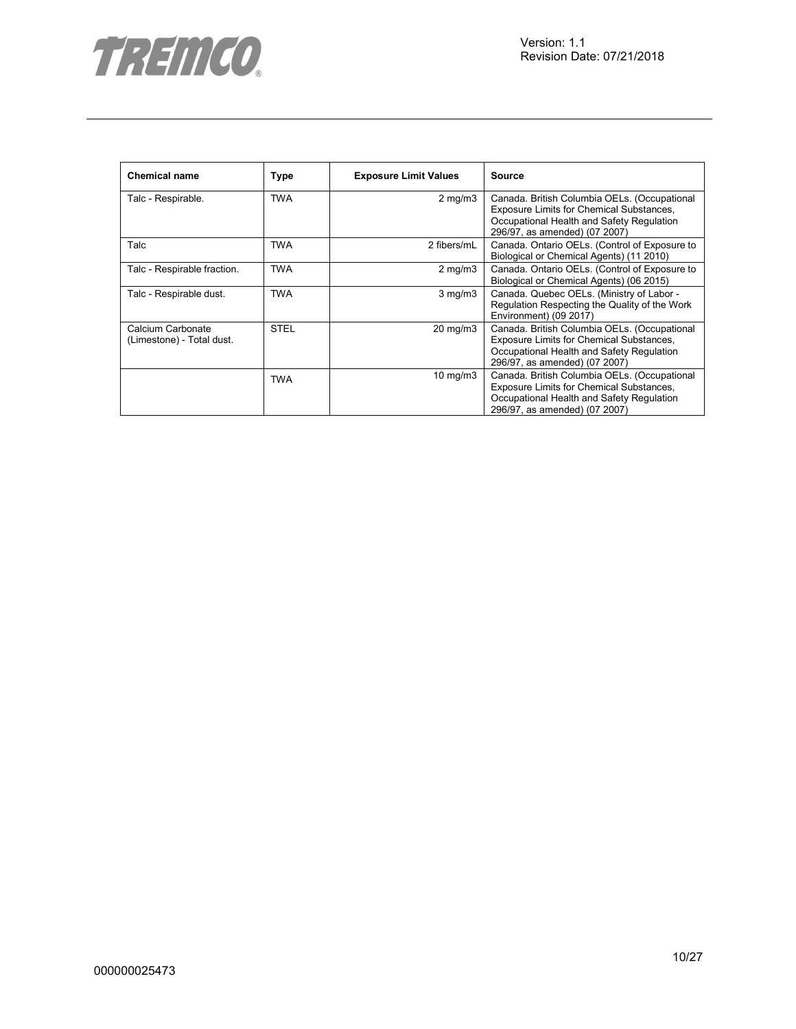| Chemical name | Type | Exposure Limit Values | Source |
|---|---|---|---|
| Talc - Respirable. | TWA | 2 mg/m3 | Canada. British Columbia OELs. (Occupational Exposure Limits for Chemical Substances, Occupational Health and Safety Regulation 296/97, as amended) (07 2007) |
| Talc | TWA | 2 fibers/mL | Canada. Ontario OELs. (Control of Exposure to Biological or Chemical Agents) (11 2010) |
| Talc - Respirable fraction. | TWA | 2 mg/m3 | Canada. Ontario OELs. (Control of Exposure to Biological or Chemical Agents) (06 2015) |
| Talc - Respirable dust. | TWA | 3 mg/m3 | Canada. Quebec OELs. (Ministry of Labor - Regulation Respecting the Quality of the Work Environment) (09 2017) |
| Calcium Carbonate (Limestone) - Total dust. | STEL | 20 mg/m3 | Canada. British Columbia OELs. (Occupational Exposure Limits for Chemical Substances, Occupational Health and Safety Regulation 296/97, as amended) (07 2007) |
| | TWA | 10 mg/m3 | Canada. British Columbia OELs. (Occupational Exposure Limits for Chemical Substances, Occupational Health and Safety Regulation 296/97, as amended) (07 2007) |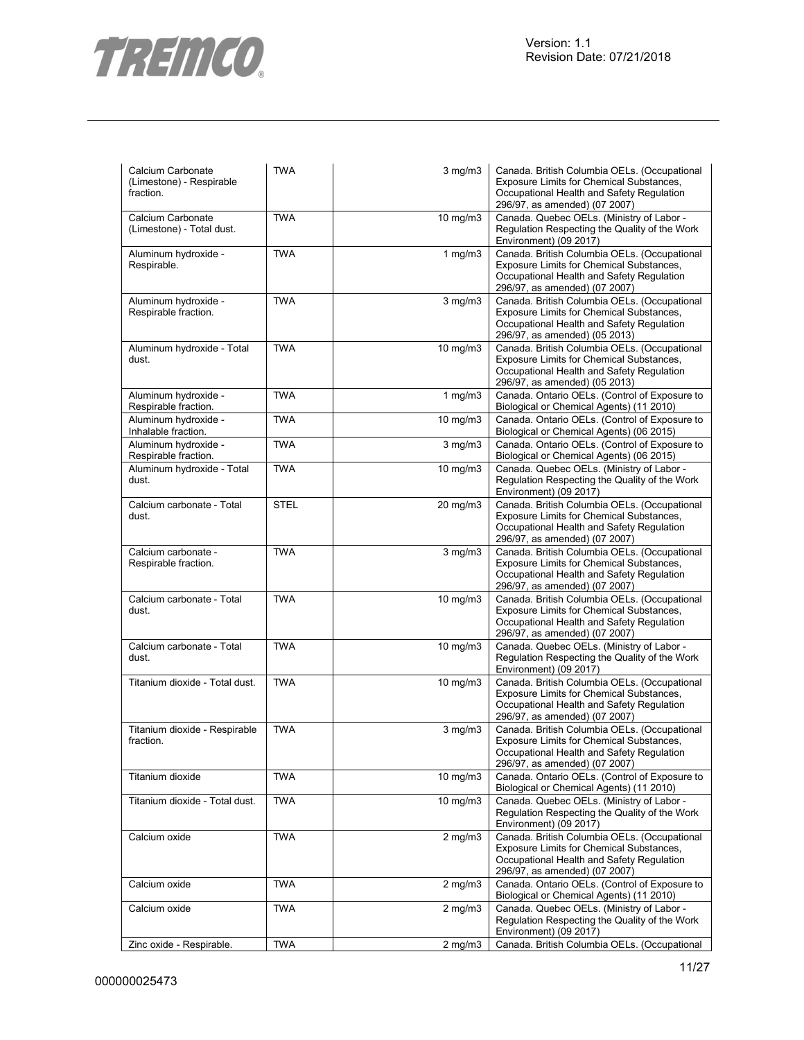| | | | |
|---|---|---|---|
| Calcium Carbonate (Limestone) - Respirable fraction. | TWA | 3 mg/m3 | Canada. British Columbia OELs. (Occupational Exposure Limits for Chemical Substances, Occupational Health and Safety Regulation 296/97, as amended) (07 2007) |
| Calcium Carbonate (Limestone) - Total dust. | TWA | 10 mg/m3 | Canada. Quebec OELs. (Ministry of Labor - Regulation Respecting the Quality of the Work Environment) (09 2017) |
| Aluminum hydroxide - Respirable. | TWA | 1 mg/m3 | Canada. British Columbia OELs. (Occupational Exposure Limits for Chemical Substances, Occupational Health and Safety Regulation 296/97, as amended) (07 2007) |
| Aluminum hydroxide - Respirable fraction. | TWA | 3 mg/m3 | Canada. British Columbia OELs. (Occupational Exposure Limits for Chemical Substances, Occupational Health and Safety Regulation 296/97, as amended) (05 2013) |
| Aluminum hydroxide - Total dust. | TWA | 10 mg/m3 | Canada. British Columbia OELs. (Occupational Exposure Limits for Chemical Substances, Occupational Health and Safety Regulation 296/97, as amended) (05 2013) |
| Aluminum hydroxide - Respirable fraction. | TWA | 1 mg/m3 | Canada. Ontario OELs. (Control of Exposure to Biological or Chemical Agents) (11 2010) |
| Aluminum hydroxide - Inhalable fraction. | TWA | 10 mg/m3 | Canada. Ontario OELs. (Control of Exposure to Biological or Chemical Agents) (06 2015) |
| Aluminum hydroxide - Respirable fraction. | TWA | 3 mg/m3 | Canada. Ontario OELs. (Control of Exposure to Biological or Chemical Agents) (06 2015) |
| Aluminum hydroxide - Total dust. | TWA | 10 mg/m3 | Canada. Quebec OELs. (Ministry of Labor - Regulation Respecting the Quality of the Work Environment) (09 2017) |
| Calcium carbonate - Total dust. | STEL | 20 mg/m3 | Canada. British Columbia OELs. (Occupational Exposure Limits for Chemical Substances, Occupational Health and Safety Regulation 296/97, as amended) (07 2007) |
| Calcium carbonate - Respirable fraction. | TWA | 3 mg/m3 | Canada. British Columbia OELs. (Occupational Exposure Limits for Chemical Substances, Occupational Health and Safety Regulation 296/97, as amended) (07 2007) |
| Calcium carbonate - Total dust. | TWA | 10 mg/m3 | Canada. British Columbia OELs. (Occupational Exposure Limits for Chemical Substances, Occupational Health and Safety Regulation 296/97, as amended) (07 2007) |
| Calcium carbonate - Total dust. | TWA | 10 mg/m3 | Canada. Quebec OELs. (Ministry of Labor - Regulation Respecting the Quality of the Work Environment) (09 2017) |
| Titanium dioxide - Total dust. | TWA | 10 mg/m3 | Canada. British Columbia OELs. (Occupational Exposure Limits for Chemical Substances, Occupational Health and Safety Regulation 296/97, as amended) (07 2007) |
| Titanium dioxide - Respirable fraction. | TWA | 3 mg/m3 | Canada. British Columbia OELs. (Occupational Exposure Limits for Chemical Substances, Occupational Health and Safety Regulation 296/97, as amended) (07 2007) |
| Titanium dioxide | TWA | 10 mg/m3 | Canada. Ontario OELs. (Control of Exposure to Biological or Chemical Agents) (11 2010) |
| Titanium dioxide - Total dust. | TWA | 10 mg/m3 | Canada. Quebec OELs. (Ministry of Labor - Regulation Respecting the Quality of the Work Environment) (09 2017) |
| Calcium oxide | TWA | 2 mg/m3 | Canada. British Columbia OELs. (Occupational Exposure Limits for Chemical Substances, Occupational Health and Safety Regulation 296/97, as amended) (07 2007) |
| Calcium oxide | TWA | 2 mg/m3 | Canada. Ontario OELs. (Control of Exposure to Biological or Chemical Agents) (11 2010) |
| Calcium oxide | TWA | 2 mg/m3 | Canada. Quebec OELs. (Ministry of Labor - Regulation Respecting the Quality of the Work Environment) (09 2017) |
| Zinc oxide - Respirable. | TWA | 2 mg/m3 | Canada. British Columbia OELs. (Occupational |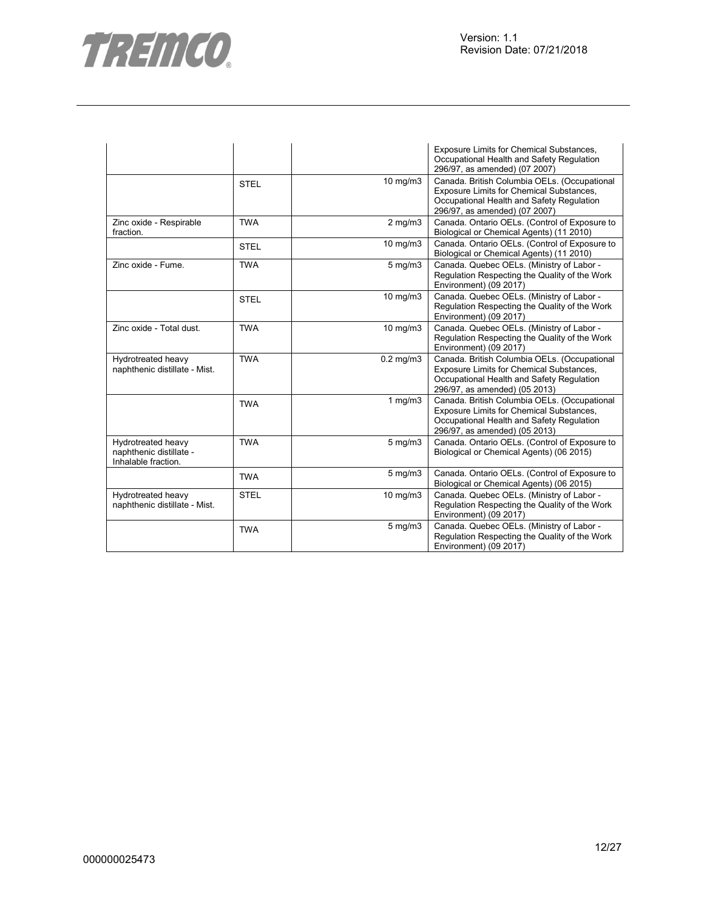| | | | |
|---|---|---|---|
| | | | Exposure Limits for Chemical Substances, Occupational Health and Safety Regulation 296/97, as amended) (07 2007) |
| | STEL | 10 mg/m3 | Canada. British Columbia OELs. (Occupational Exposure Limits for Chemical Substances, Occupational Health and Safety Regulation 296/97, as amended) (07 2007) |
| Zinc oxide - Respirable fraction. | TWA | 2 mg/m3 | Canada. Ontario OELs. (Control of Exposure to Biological or Chemical Agents) (11 2010) |
| | STEL | 10 mg/m3 | Canada. Ontario OELs. (Control of Exposure to Biological or Chemical Agents) (11 2010) |
| Zinc oxide - Fume. | TWA | 5 mg/m3 | Canada. Quebec OELs. (Ministry of Labor - Regulation Respecting the Quality of the Work Environment) (09 2017) |
| | STEL | 10 mg/m3 | Canada. Quebec OELs. (Ministry of Labor - Regulation Respecting the Quality of the Work Environment) (09 2017) |
| Zinc oxide - Total dust. | TWA | 10 mg/m3 | Canada. Quebec OELs. (Ministry of Labor - Regulation Respecting the Quality of the Work Environment) (09 2017) |
| Hydrotreated heavy naphthenic distillate - Mist. | TWA | 0.2 mg/m3 | Canada. British Columbia OELs. (Occupational Exposure Limits for Chemical Substances, Occupational Health and Safety Regulation 296/97, as amended) (05 2013) |
| | TWA | 1 mg/m3 | Canada. British Columbia OELs. (Occupational Exposure Limits for Chemical Substances, Occupational Health and Safety Regulation 296/97, as amended) (05 2013) |
| Hydrotreated heavy naphthenic distillate - Inhalable fraction. | TWA | 5 mg/m3 | Canada. Ontario OELs. (Control of Exposure to Biological or Chemical Agents) (06 2015) |
| | TWA | 5 mg/m3 | Canada. Ontario OELs. (Control of Exposure to Biological or Chemical Agents) (06 2015) |
| Hydrotreated heavy naphthenic distillate - Mist. | STEL | 10 mg/m3 | Canada. Quebec OELs. (Ministry of Labor - Regulation Respecting the Quality of the Work Environment) (09 2017) |
| | TWA | 5 mg/m3 | Canada. Quebec OELs. (Ministry of Labor - Regulation Respecting the Quality of the Work Environment) (09 2017) |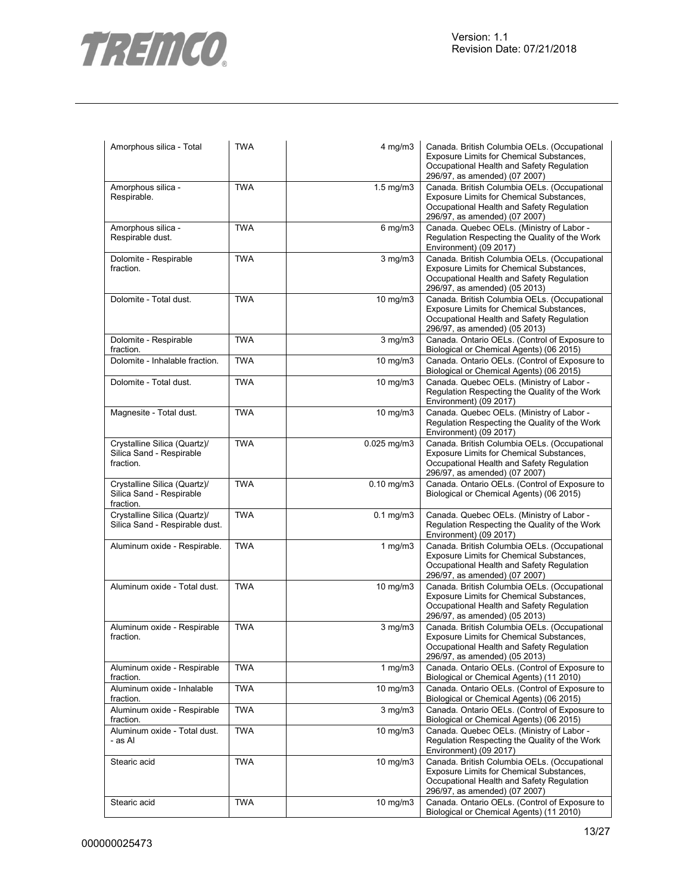| | | | |
|---|---|---|---|
| Amorphous silica - Total | TWA | 4 mg/m3 | Canada. British Columbia OELs. (Occupational Exposure Limits for Chemical Substances, Occupational Health and Safety Regulation 296/97, as amended) (07 2007) |
| Amorphous silica - Respirable. | TWA | 1.5 mg/m3 | Canada. British Columbia OELs. (Occupational Exposure Limits for Chemical Substances, Occupational Health and Safety Regulation 296/97, as amended) (07 2007) |
| Amorphous silica - Respirable dust. | TWA | 6 mg/m3 | Canada. Quebec OELs. (Ministry of Labor - Regulation Respecting the Quality of the Work Environment) (09 2017) |
| Dolomite - Respirable fraction. | TWA | 3 mg/m3 | Canada. British Columbia OELs. (Occupational Exposure Limits for Chemical Substances, Occupational Health and Safety Regulation 296/97, as amended) (05 2013) |
| Dolomite - Total dust. | TWA | 10 mg/m3 | Canada. British Columbia OELs. (Occupational Exposure Limits for Chemical Substances, Occupational Health and Safety Regulation 296/97, as amended) (05 2013) |
| Dolomite - Respirable fraction. | TWA | 3 mg/m3 | Canada. Ontario OELs. (Control of Exposure to Biological or Chemical Agents) (06 2015) |
| Dolomite - Inhalable fraction. | TWA | 10 mg/m3 | Canada. Ontario OELs. (Control of Exposure to Biological or Chemical Agents) (06 2015) |
| Dolomite - Total dust. | TWA | 10 mg/m3 | Canada. Quebec OELs. (Ministry of Labor - Regulation Respecting the Quality of the Work Environment) (09 2017) |
| Magnesite - Total dust. | TWA | 10 mg/m3 | Canada. Quebec OELs. (Ministry of Labor - Regulation Respecting the Quality of the Work Environment) (09 2017) |
| Crystalline Silica (Quartz)/ Silica Sand - Respirable fraction. | TWA | 0.025 mg/m3 | Canada. British Columbia OELs. (Occupational Exposure Limits for Chemical Substances, Occupational Health and Safety Regulation 296/97, as amended) (07 2007) |
| Crystalline Silica (Quartz)/ Silica Sand - Respirable fraction. | TWA | 0.10 mg/m3 | Canada. Ontario OELs. (Control of Exposure to Biological or Chemical Agents) (06 2015) |
| Crystalline Silica (Quartz)/ Silica Sand - Respirable dust. | TWA | 0.1 mg/m3 | Canada. Quebec OELs. (Ministry of Labor - Regulation Respecting the Quality of the Work Environment) (09 2017) |
| Aluminum oxide - Respirable. | TWA | 1 mg/m3 | Canada. British Columbia OELs. (Occupational Exposure Limits for Chemical Substances, Occupational Health and Safety Regulation 296/97, as amended) (07 2007) |
| Aluminum oxide - Total dust. | TWA | 10 mg/m3 | Canada. British Columbia OELs. (Occupational Exposure Limits for Chemical Substances, Occupational Health and Safety Regulation 296/97, as amended) (05 2013) |
| Aluminum oxide - Respirable fraction. | TWA | 3 mg/m3 | Canada. British Columbia OELs. (Occupational Exposure Limits for Chemical Substances, Occupational Health and Safety Regulation 296/97, as amended) (05 2013) |
| Aluminum oxide - Respirable fraction. | TWA | 1 mg/m3 | Canada. Ontario OELs. (Control of Exposure to Biological or Chemical Agents) (11 2010) |
| Aluminum oxide - Inhalable fraction. | TWA | 10 mg/m3 | Canada. Ontario OELs. (Control of Exposure to Biological or Chemical Agents) (06 2015) |
| Aluminum oxide - Respirable fraction. | TWA | 3 mg/m3 | Canada. Ontario OELs. (Control of Exposure to Biological or Chemical Agents) (06 2015) |
| Aluminum oxide - Total dust. - as Al | TWA | 10 mg/m3 | Canada. Quebec OELs. (Ministry of Labor - Regulation Respecting the Quality of the Work Environment) (09 2017) |
| Stearic acid | TWA | 10 mg/m3 | Canada. British Columbia OELs. (Occupational Exposure Limits for Chemical Substances, Occupational Health and Safety Regulation 296/97, as amended) (07 2007) |
| Stearic acid | TWA | 10 mg/m3 | Canada. Ontario OELs. (Control of Exposure to Biological or Chemical Agents) (11 2010) |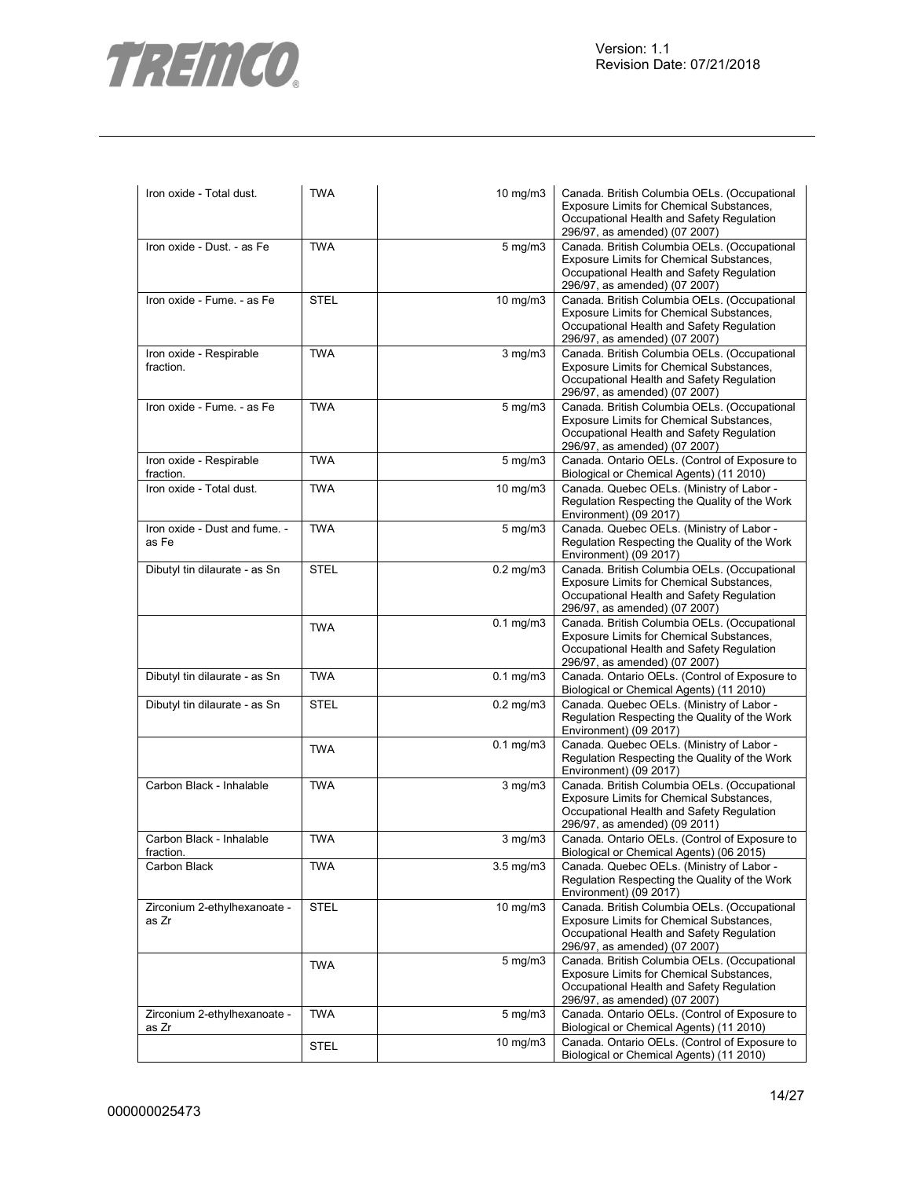| | | | |
|---|---|---|---|
| Iron oxide - Total dust. | TWA | 10 mg/m3 | Canada. British Columbia OELs. (Occupational Exposure Limits for Chemical Substances, Occupational Health and Safety Regulation 296/97, as amended) (07 2007) |
| Iron oxide - Dust. - as Fe | TWA | 5 mg/m3 | Canada. British Columbia OELs. (Occupational Exposure Limits for Chemical Substances, Occupational Health and Safety Regulation 296/97, as amended) (07 2007) |
| Iron oxide - Fume. - as Fe | STEL | 10 mg/m3 | Canada. British Columbia OELs. (Occupational Exposure Limits for Chemical Substances, Occupational Health and Safety Regulation 296/97, as amended) (07 2007) |
| Iron oxide - Respirable fraction. | TWA | 3 mg/m3 | Canada. British Columbia OELs. (Occupational Exposure Limits for Chemical Substances, Occupational Health and Safety Regulation 296/97, as amended) (07 2007) |
| Iron oxide - Fume. - as Fe | TWA | 5 mg/m3 | Canada. British Columbia OELs. (Occupational Exposure Limits for Chemical Substances, Occupational Health and Safety Regulation 296/97, as amended) (07 2007) |
| Iron oxide - Respirable fraction. | TWA | 5 mg/m3 | Canada. Ontario OELs. (Control of Exposure to Biological or Chemical Agents) (11 2010) |
| Iron oxide - Total dust. | TWA | 10 mg/m3 | Canada. Quebec OELs. (Ministry of Labor - Regulation Respecting the Quality of the Work Environment) (09 2017) |
| Iron oxide - Dust and fume. - as Fe | TWA | 5 mg/m3 | Canada. Quebec OELs. (Ministry of Labor - Regulation Respecting the Quality of the Work Environment) (09 2017) |
| Dibutyl tin dilaurate - as Sn | STEL | 0.2 mg/m3 | Canada. British Columbia OELs. (Occupational Exposure Limits for Chemical Substances, Occupational Health and Safety Regulation 296/97, as amended) (07 2007) |
| | TWA | 0.1 mg/m3 | Canada. British Columbia OELs. (Occupational Exposure Limits for Chemical Substances, Occupational Health and Safety Regulation 296/97, as amended) (07 2007) |
| Dibutyl tin dilaurate - as Sn | TWA | 0.1 mg/m3 | Canada. Ontario OELs. (Control of Exposure to Biological or Chemical Agents) (11 2010) |
| Dibutyl tin dilaurate - as Sn | STEL | 0.2 mg/m3 | Canada. Quebec OELs. (Ministry of Labor - Regulation Respecting the Quality of the Work Environment) (09 2017) |
| | TWA | 0.1 mg/m3 | Canada. Quebec OELs. (Ministry of Labor - Regulation Respecting the Quality of the Work Environment) (09 2017) |
| Carbon Black - Inhalable | TWA | 3 mg/m3 | Canada. British Columbia OELs. (Occupational Exposure Limits for Chemical Substances, Occupational Health and Safety Regulation 296/97, as amended) (09 2011) |
| Carbon Black - Inhalable fraction. | TWA | 3 mg/m3 | Canada. Ontario OELs. (Control of Exposure to Biological or Chemical Agents) (06 2015) |
| Carbon Black | TWA | 3.5 mg/m3 | Canada. Quebec OELs. (Ministry of Labor - Regulation Respecting the Quality of the Work Environment) (09 2017) |
| Zirconium 2-ethylhexanoate - as Zr | STEL | 10 mg/m3 | Canada. British Columbia OELs. (Occupational Exposure Limits for Chemical Substances, Occupational Health and Safety Regulation 296/97, as amended) (07 2007) |
| | TWA | 5 mg/m3 | Canada. British Columbia OELs. (Occupational Exposure Limits for Chemical Substances, Occupational Health and Safety Regulation 296/97, as amended) (07 2007) |
| Zirconium 2-ethylhexanoate - as Zr | TWA | 5 mg/m3 | Canada. Ontario OELs. (Control of Exposure to Biological or Chemical Agents) (11 2010) |
| | STEL | 10 mg/m3 | Canada. Ontario OELs. (Control of Exposure to Biological or Chemical Agents) (11 2010) |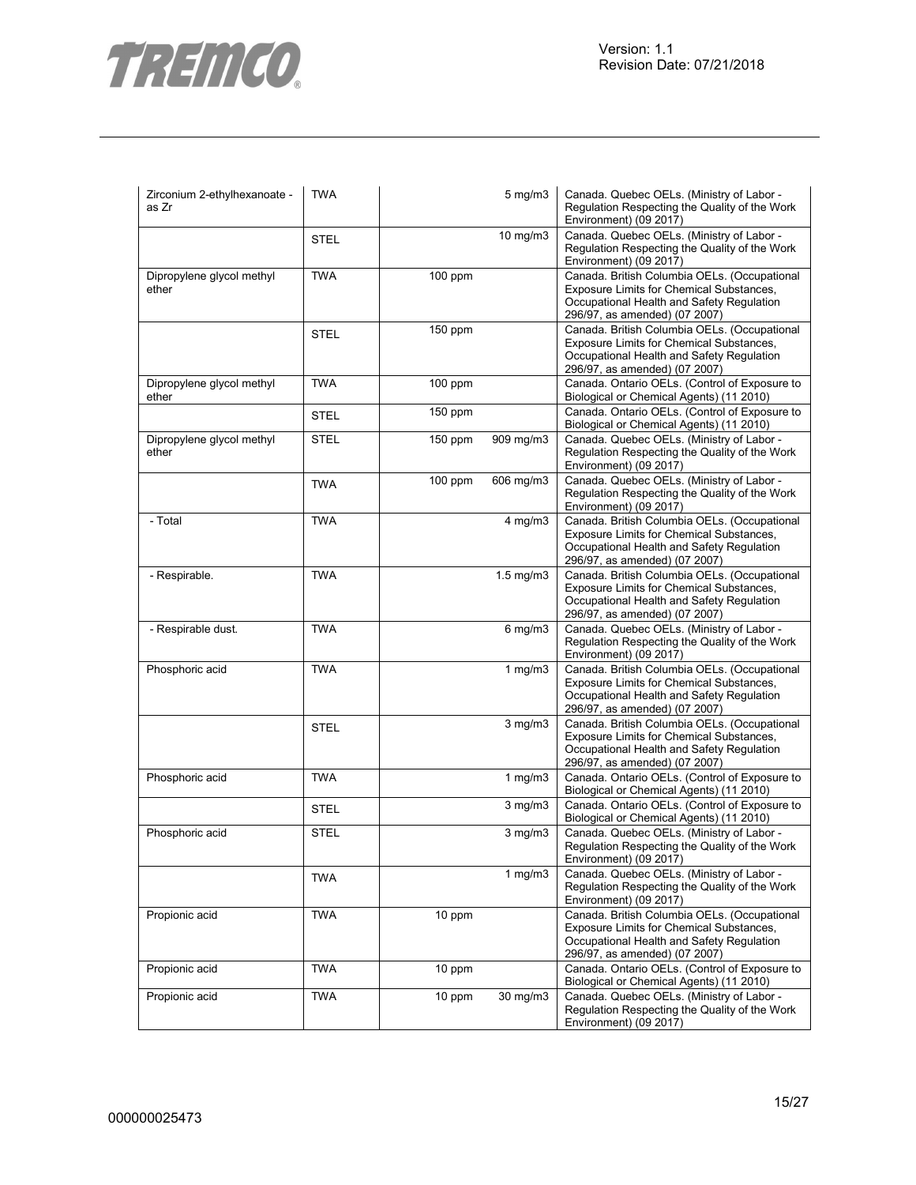| | | | | |
|---|---|---|---|---|
| Zirconium 2-ethylhexanoate - as Zr | TWA | | 5 mg/m3 | Canada. Quebec OELs. (Ministry of Labor - Regulation Respecting the Quality of the Work Environment) (09 2017) |
| | STEL | | 10 mg/m3 | Canada. Quebec OELs. (Ministry of Labor - Regulation Respecting the Quality of the Work Environment) (09 2017) |
| Dipropylene glycol methyl ether | TWA | 100 ppm | | Canada. British Columbia OELs. (Occupational Exposure Limits for Chemical Substances, Occupational Health and Safety Regulation 296/97, as amended) (07 2007) |
| | STEL | 150 ppm | | Canada. British Columbia OELs. (Occupational Exposure Limits for Chemical Substances, Occupational Health and Safety Regulation 296/97, as amended) (07 2007) |
| Dipropylene glycol methyl ether | TWA | 100 ppm | | Canada. Ontario OELs. (Control of Exposure to Biological or Chemical Agents) (11 2010) |
| | STEL | 150 ppm | | Canada. Ontario OELs. (Control of Exposure to Biological or Chemical Agents) (11 2010) |
| Dipropylene glycol methyl ether | STEL | 150 ppm | 909 mg/m3 | Canada. Quebec OELs. (Ministry of Labor - Regulation Respecting the Quality of the Work Environment) (09 2017) |
| | TWA | 100 ppm | 606 mg/m3 | Canada. Quebec OELs. (Ministry of Labor - Regulation Respecting the Quality of the Work Environment) (09 2017) |
| - Total | TWA | | 4 mg/m3 | Canada. British Columbia OELs. (Occupational Exposure Limits for Chemical Substances, Occupational Health and Safety Regulation 296/97, as amended) (07 2007) |
| - Respirable. | TWA | | 1.5 mg/m3 | Canada. British Columbia OELs. (Occupational Exposure Limits for Chemical Substances, Occupational Health and Safety Regulation 296/97, as amended) (07 2007) |
| - Respirable dust. | TWA | | 6 mg/m3 | Canada. Quebec OELs. (Ministry of Labor - Regulation Respecting the Quality of the Work Environment) (09 2017) |
| Phosphoric acid | TWA | | 1 mg/m3 | Canada. British Columbia OELs. (Occupational Exposure Limits for Chemical Substances, Occupational Health and Safety Regulation 296/97, as amended) (07 2007) |
| | STEL | | 3 mg/m3 | Canada. British Columbia OELs. (Occupational Exposure Limits for Chemical Substances, Occupational Health and Safety Regulation 296/97, as amended) (07 2007) |
| Phosphoric acid | TWA | | 1 mg/m3 | Canada. Ontario OELs. (Control of Exposure to Biological or Chemical Agents) (11 2010) |
| | STEL | | 3 mg/m3 | Canada. Ontario OELs. (Control of Exposure to Biological or Chemical Agents) (11 2010) |
| Phosphoric acid | STEL | | 3 mg/m3 | Canada. Quebec OELs. (Ministry of Labor - Regulation Respecting the Quality of the Work Environment) (09 2017) |
| | TWA | | 1 mg/m3 | Canada. Quebec OELs. (Ministry of Labor - Regulation Respecting the Quality of the Work Environment) (09 2017) |
| Propionic acid | TWA | 10 ppm | | Canada. British Columbia OELs. (Occupational Exposure Limits for Chemical Substances, Occupational Health and Safety Regulation 296/97, as amended) (07 2007) |
| Propionic acid | TWA | 10 ppm | | Canada. Ontario OELs. (Control of Exposure to Biological or Chemical Agents) (11 2010) |
| Propionic acid | TWA | 10 ppm | 30 mg/m3 | Canada. Quebec OELs. (Ministry of Labor - Regulation Respecting the Quality of the Work Environment) (09 2017) |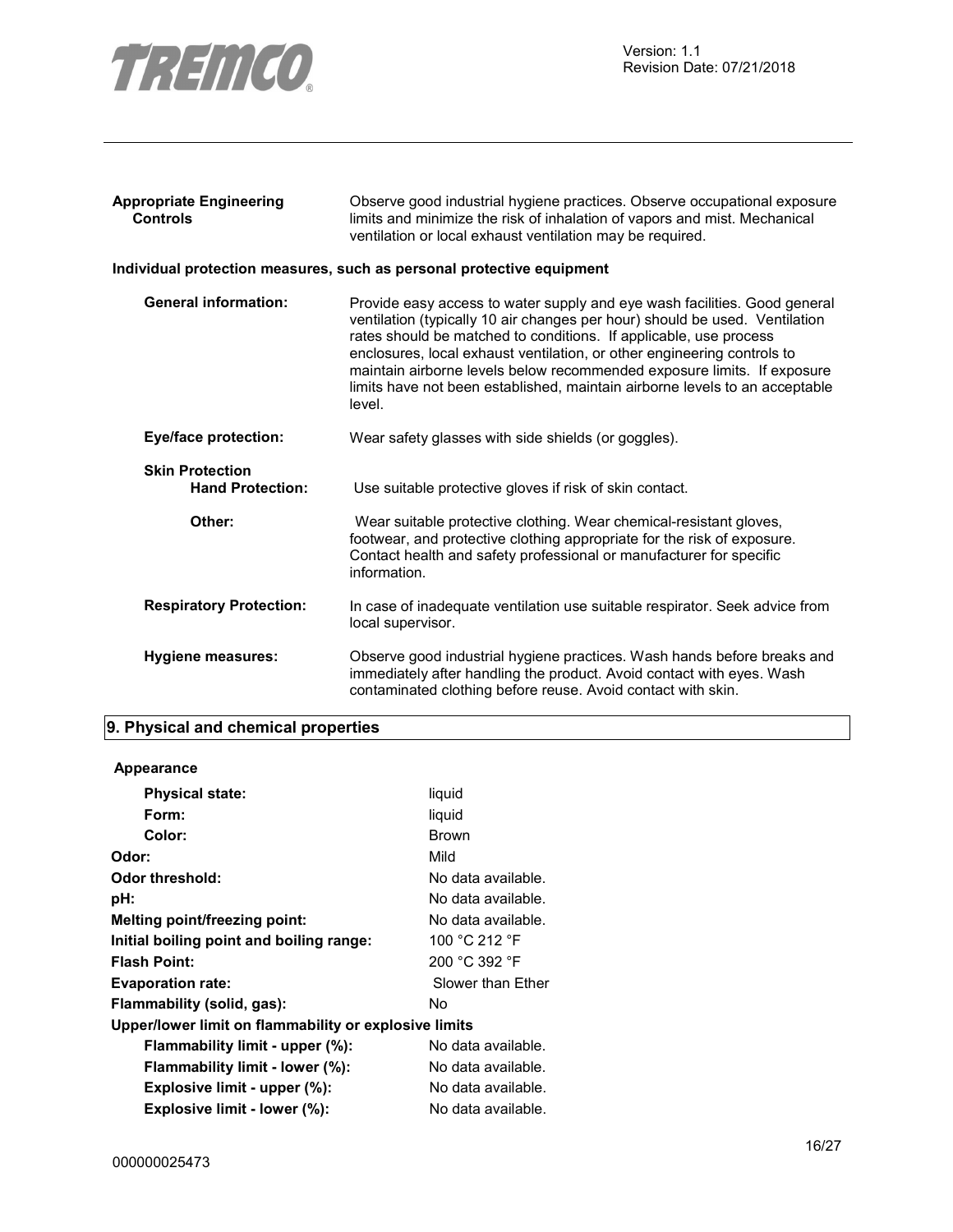| | |
|---|---|
| **Appropriate Engineering Controls** | Observe good industrial hygiene practices. Observe occupational exposure limits and minimize the risk of inhalation of vapors and mist. Mechanical ventilation or local exhaust ventilation may be required. |

**Individual protection measures, such as personal protective equipment**

| | |
|---|---|
| **General information:** | Provide easy access to water supply and eye wash facilities. Good general ventilation (typically 10 air changes per hour) should be used. Ventilation rates should be matched to conditions. If applicable, use process enclosures, local exhaust ventilation, or other engineering controls to maintain airborne levels below recommended exposure limits. If exposure limits have not been established, maintain airborne levels to an acceptable level. |
| **Eye/face protection:** | Wear safety glasses with side shields (or goggles). |
| **Skin Protection** | |
| **Hand Protection:** | Use suitable protective gloves if risk of skin contact. |
| **Other:** | Wear suitable protective clothing. Wear chemical-resistant gloves, footwear, and protective clothing appropriate for the risk of exposure. Contact health and safety professional or manufacturer for specific information. |
| **Respiratory Protection:** | In case of inadequate ventilation use suitable respirator. Seek advice from local supervisor. |
| **Hygiene measures:** | Observe good industrial hygiene practices. Wash hands before breaks and immediately after handling the product. Avoid contact with eyes. Wash contaminated clothing before reuse. Avoid contact with skin. |

## 9. Physical and chemical properties

**Appearance**

| | |
|---|---|
| **Physical state:** | liquid |
| **Form:** | liquid |
| **Color:** | Brown |
| **Odor:** | Mild |
| **Odor threshold:** | No data available. |
| **pH:** | No data available. |
| **Melting point/freezing point:** | No data available. |
| **Initial boiling point and boiling range:** | 100 °C 212 °F |
| **Flash Point:** | 200 °C 392 °F |
| **Evaporation rate:** | Slower than Ether |
| **Flammability (solid, gas):** | No |
| **Upper/lower limit on flammability or explosive limits** | |
| **Flammability limit - upper (%):** | No data available. |
| **Flammability limit - lower (%):** | No data available. |
| **Explosive limit - upper (%):** | No data available. |
| **Explosive limit - lower (%):** | No data available. |

000000025473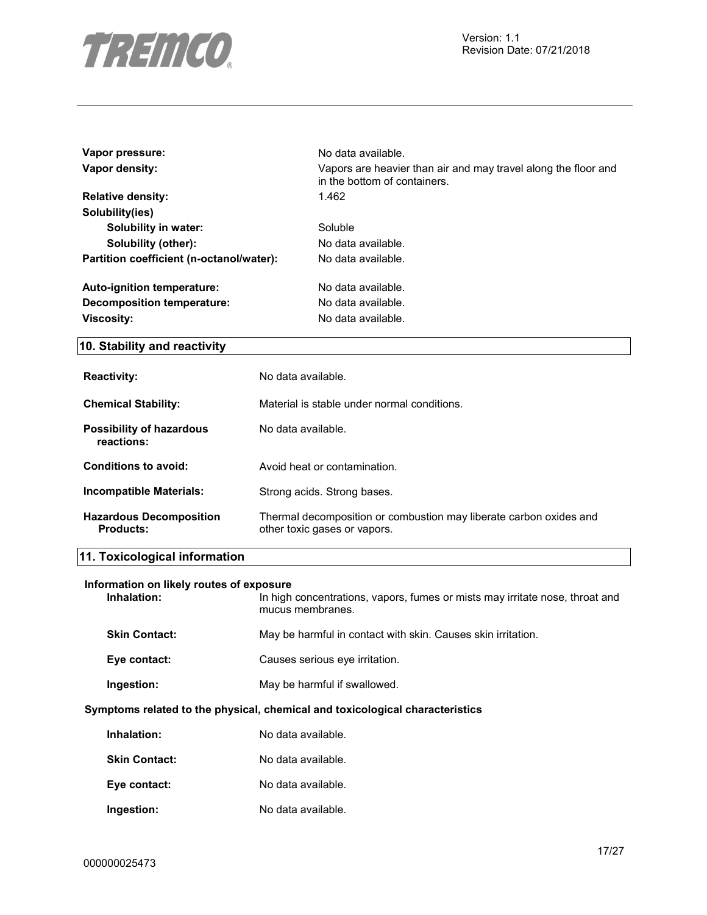| | |
|---|---|
| **Vapor pressure:** | No data available. |
| **Vapor density:** | Vapors are heavier than air and may travel along the floor and in the bottom of containers. |
| **Relative density:** | 1.462 |
| **Solubility(ies)** | |
| **Solubility in water:** | Soluble |
| **Solubility (other):** | No data available. |
| **Partition coefficient (n-octanol/water):** | No data available. |
| **Auto-ignition temperature:** | No data available. |
| **Decomposition temperature:** | No data available. |
| **Viscosity:** | No data available. |

## 10. Stability and reactivity

| | |
|---|---|
| **Reactivity:** | No data available. |
| **Chemical Stability:** | Material is stable under normal conditions. |
| **Possibility of hazardous reactions:** | No data available. |
| **Conditions to avoid:** | Avoid heat or contamination. |
| **Incompatible Materials:** | Strong acids. Strong bases. |
| **Hazardous Decomposition Products:** | Thermal decomposition or combustion may liberate carbon oxides and other toxic gases or vapors. |

## 11. Toxicological information

**Information on likely routes of exposure**

| | |
|---|---|
| **Inhalation:** | In high concentrations, vapors, fumes or mists may irritate nose, throat and mucus membranes. |
| **Skin Contact:** | May be harmful in contact with skin. Causes skin irritation. |
| **Eye contact:** | Causes serious eye irritation. |
| **Ingestion:** | May be harmful if swallowed. |

**Symptoms related to the physical, chemical and toxicological characteristics**

| | |
|---|---|
| **Inhalation:** | No data available. |
| **Skin Contact:** | No data available. |
| **Eye contact:** | No data available. |
| **Ingestion:** | No data available. |

000000025473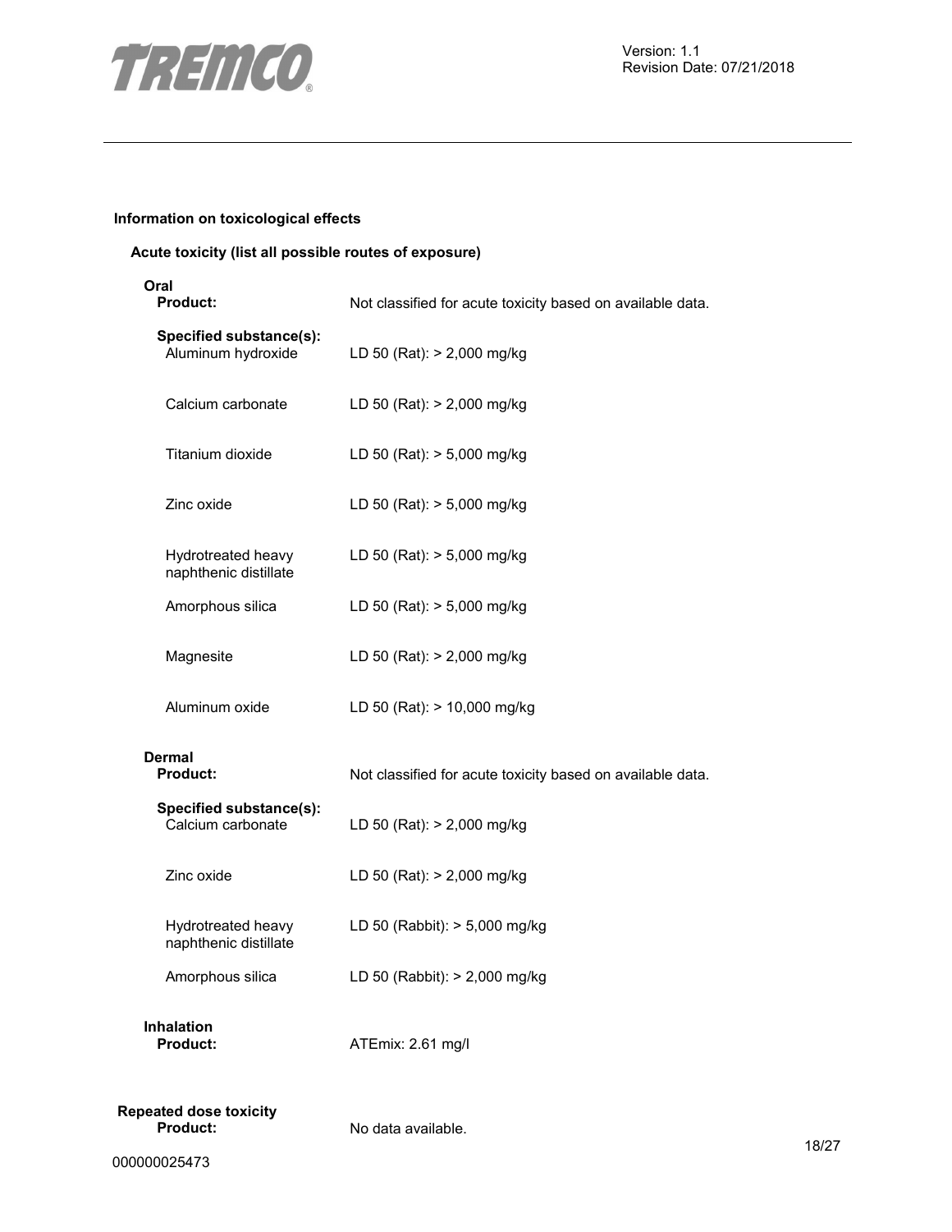**Information on toxicological effects**

**Acute toxicity (list all possible routes of exposure)**

**Oral**

| | |
|---|---|
| **Product:** | Not classified for acute toxicity based on available data. |
| **Specified substance(s):** | |
| Aluminum hydroxide | LD 50 (Rat): > 2,000 mg/kg |
| Calcium carbonate | LD 50 (Rat): > 2,000 mg/kg |
| Titanium dioxide | LD 50 (Rat): > 5,000 mg/kg |
| Zinc oxide | LD 50 (Rat): > 5,000 mg/kg |
| Hydrotreated heavy naphthenic distillate | LD 50 (Rat): > 5,000 mg/kg |
| Amorphous silica | LD 50 (Rat): > 5,000 mg/kg |
| Magnesite | LD 50 (Rat): > 2,000 mg/kg |
| Aluminum oxide | LD 50 (Rat): > 10,000 mg/kg |

**Dermal**

| | |
|---|---|
| **Product:** | Not classified for acute toxicity based on available data. |
| **Specified substance(s):** | |
| Calcium carbonate | LD 50 (Rat): > 2,000 mg/kg |
| Zinc oxide | LD 50 (Rat): > 2,000 mg/kg |
| Hydrotreated heavy naphthenic distillate | LD 50 (Rabbit): > 5,000 mg/kg |
| Amorphous silica | LD 50 (Rabbit): > 2,000 mg/kg |

**Inhalation**

| | |
|---|---|
| **Product:** | ATEmix: 2.61 mg/l |

**Repeated dose toxicity**

| | |
|---|---|
| **Product:** | No data available. |

000000025473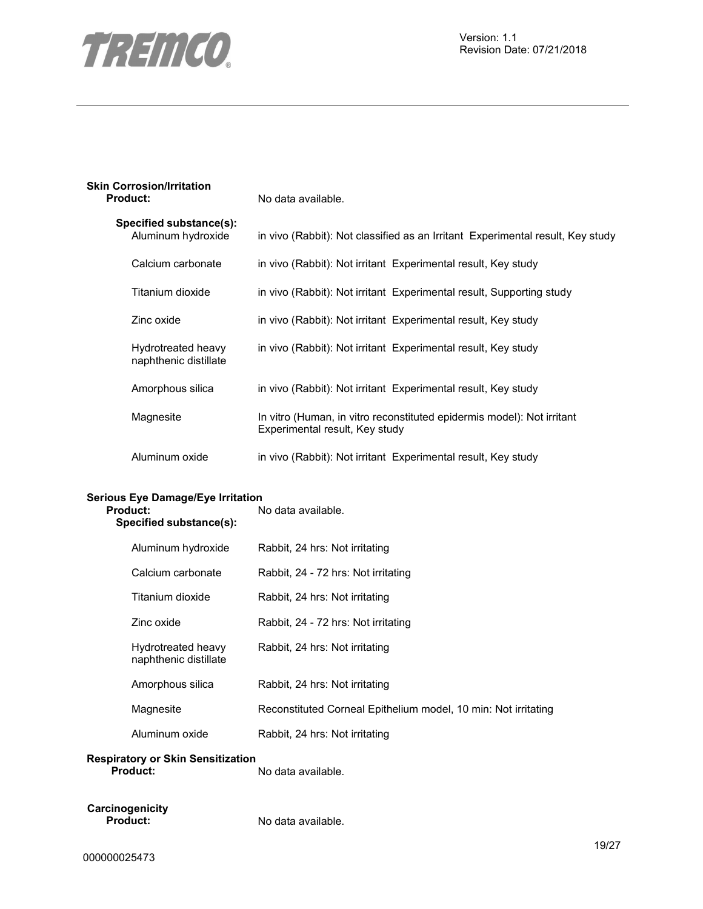### Skin Corrosion/Irritation

**Product:** No data available.

**Specified substance(s):**

| | |
|---|---|
| Aluminum hydroxide | in vivo (Rabbit): Not classified as an Irritant Experimental result, Key study |
| Calcium carbonate | in vivo (Rabbit): Not irritant Experimental result, Key study |
| Titanium dioxide | in vivo (Rabbit): Not irritant Experimental result, Supporting study |
| Zinc oxide | in vivo (Rabbit): Not irritant Experimental result, Key study |
| Hydrotreated heavy naphthenic distillate | in vivo (Rabbit): Not irritant Experimental result, Key study |
| Amorphous silica | in vivo (Rabbit): Not irritant Experimental result, Key study |
| Magnesite | In vitro (Human, in vitro reconstituted epidermis model): Not irritant Experimental result, Key study |
| Aluminum oxide | in vivo (Rabbit): Not irritant Experimental result, Key study |

### Serious Eye Damage/Eye Irritation

**Product:** No data available.

**Specified substance(s):**

| | |
|---|---|
| Aluminum hydroxide | Rabbit, 24 hrs: Not irritating |
| Calcium carbonate | Rabbit, 24 - 72 hrs: Not irritating |
| Titanium dioxide | Rabbit, 24 hrs: Not irritating |
| Zinc oxide | Rabbit, 24 - 72 hrs: Not irritating |
| Hydrotreated heavy naphthenic distillate | Rabbit, 24 hrs: Not irritating |
| Amorphous silica | Rabbit, 24 hrs: Not irritating |
| Magnesite | Reconstituted Corneal Epithelium model, 10 min: Not irritating |
| Aluminum oxide | Rabbit, 24 hrs: Not irritating |

### Respiratory or Skin Sensitization

**Product:** No data available.

### Carcinogenicity

**Product:** No data available.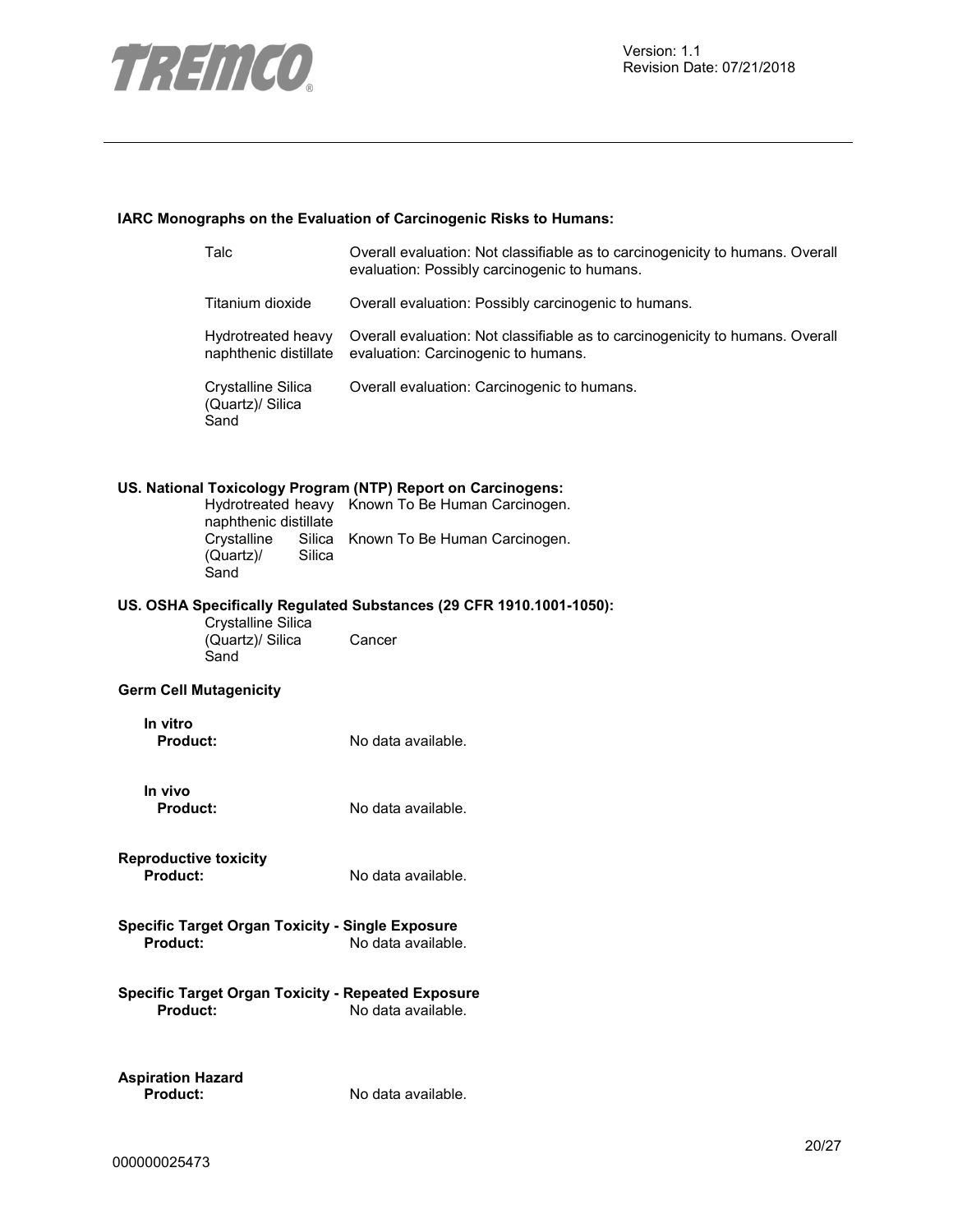**IARC Monographs on the Evaluation of Carcinogenic Risks to Humans:**

| | |
|---|---|
| Talc | Overall evaluation: Not classifiable as to carcinogenicity to humans. Overall evaluation: Possibly carcinogenic to humans. |
| Titanium dioxide | Overall evaluation: Possibly carcinogenic to humans. |
| Hydrotreated heavy naphthenic distillate | Overall evaluation: Not classifiable as to carcinogenicity to humans. Overall evaluation: Carcinogenic to humans. |
| Crystalline Silica (Quartz)/ Silica Sand | Overall evaluation: Carcinogenic to humans. |

**US. National Toxicology Program (NTP) Report on Carcinogens:**

| | |
|---|---|
| Hydrotreated heavy naphthenic distillate | Known To Be Human Carcinogen. |
| Crystalline Silica (Quartz)/ Silica Sand | Known To Be Human Carcinogen. |

**US. OSHA Specifically Regulated Substances (29 CFR 1910.1001-1050):**

| | |
|---|---|
| Crystalline Silica (Quartz)/ Silica Sand | Cancer |

**Germ Cell Mutagenicity**

**In vitro**
**Product:** No data available.

**In vivo**
**Product:** No data available.

**Reproductive toxicity**
**Product:** No data available.

**Specific Target Organ Toxicity - Single Exposure**
**Product:** No data available.

**Specific Target Organ Toxicity - Repeated Exposure**
**Product:** No data available.

**Aspiration Hazard**
**Product:** No data available.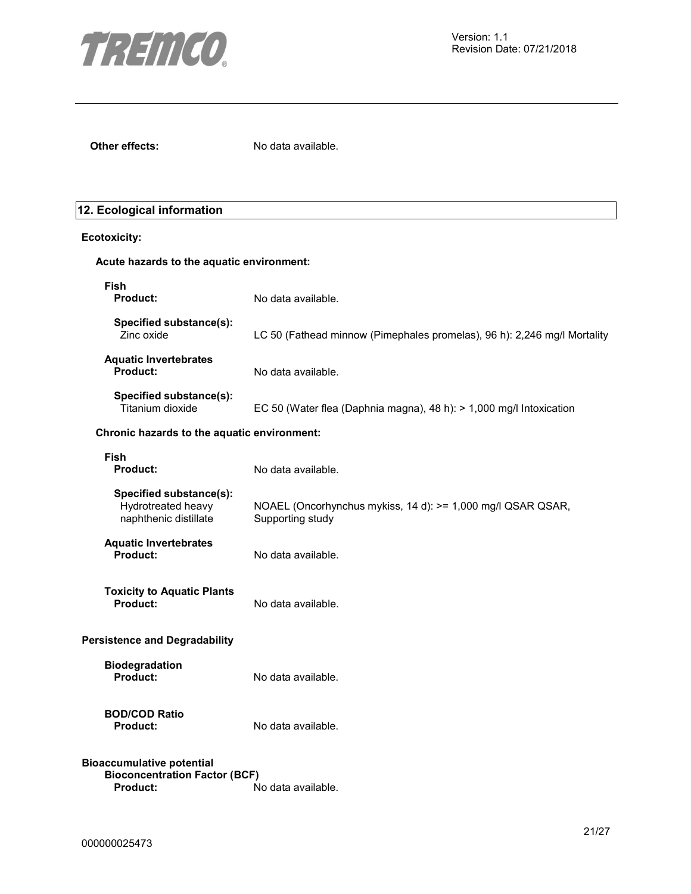**Other effects:** No data available.

## 12. Ecological information

**Ecotoxicity:**

**Acute hazards to the aquatic environment:**

**Fish**

| | |
|---|---|
| **Product:** | No data available. |
| **Specified substance(s):** Zinc oxide | LC 50 (Fathead minnow (Pimephales promelas), 96 h): 2,246 mg/l Mortality |

**Aquatic Invertebrates**

| | |
|---|---|
| **Product:** | No data available. |
| **Specified substance(s):** Titanium dioxide | EC 50 (Water flea (Daphnia magna), 48 h): > 1,000 mg/l Intoxication |

**Chronic hazards to the aquatic environment:**

**Fish**

| | |
|---|---|
| **Product:** | No data available. |
| **Specified substance(s):** Hydrotreated heavy naphthenic distillate | NOAEL (Oncorhynchus mykiss, 14 d): >= 1,000 mg/l QSAR QSAR, Supporting study |

**Aquatic Invertebrates**

| | |
|---|---|
| **Product:** | No data available. |

**Toxicity to Aquatic Plants**

| | |
|---|---|
| **Product:** | No data available. |

**Persistence and Degradability**

**Biodegradation**

| | |
|---|---|
| **Product:** | No data available. |

**BOD/COD Ratio**

| | |
|---|---|
| **Product:** | No data available. |

**Bioaccumulative potential**

**Bioconcentration Factor (BCF)**

| | |
|---|---|
| **Product:** | No data available. |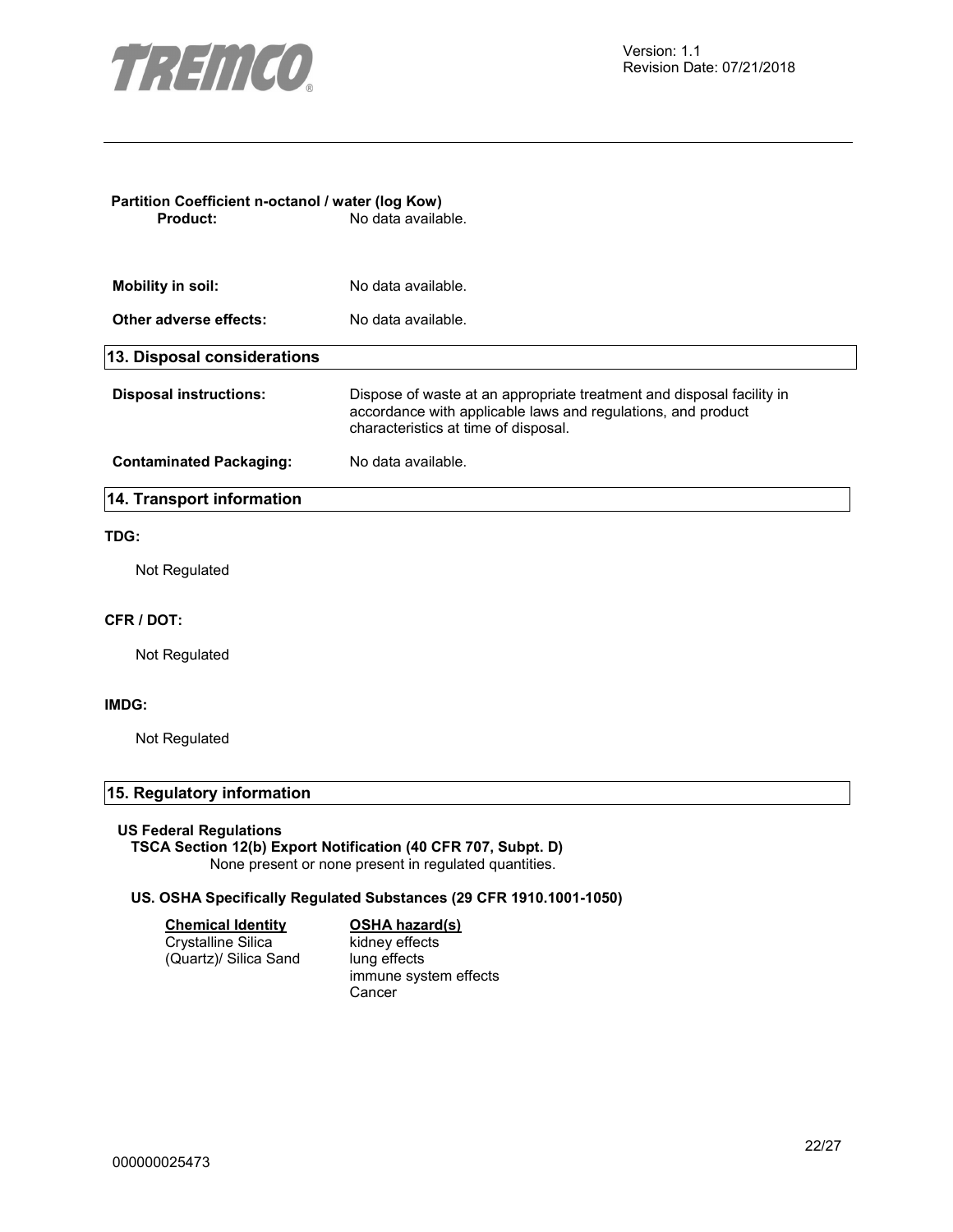**Partition Coefficient n-octanol / water (log Kow)**

**Product:** No data available.

**Mobility in soil:** No data available.

**Other adverse effects:** No data available.

## 13. Disposal considerations

**Disposal instructions:** Dispose of waste at an appropriate treatment and disposal facility in accordance with applicable laws and regulations, and product characteristics at time of disposal.

**Contaminated Packaging:** No data available.

## 14. Transport information

**TDG:**

Not Regulated

**CFR / DOT:**

Not Regulated

**IMDG:**

Not Regulated

## 15. Regulatory information

**US Federal Regulations**

**TSCA Section 12(b) Export Notification (40 CFR 707, Subpt. D)**

None present or none present in regulated quantities.

**US. OSHA Specifically Regulated Substances (29 CFR 1910.1001-1050)**

| Chemical Identity | OSHA hazard(s) |
| --- | --- |
| Crystalline Silica (Quartz)/ Silica Sand | kidney effects<br>lung effects<br>immune system effects<br>Cancer |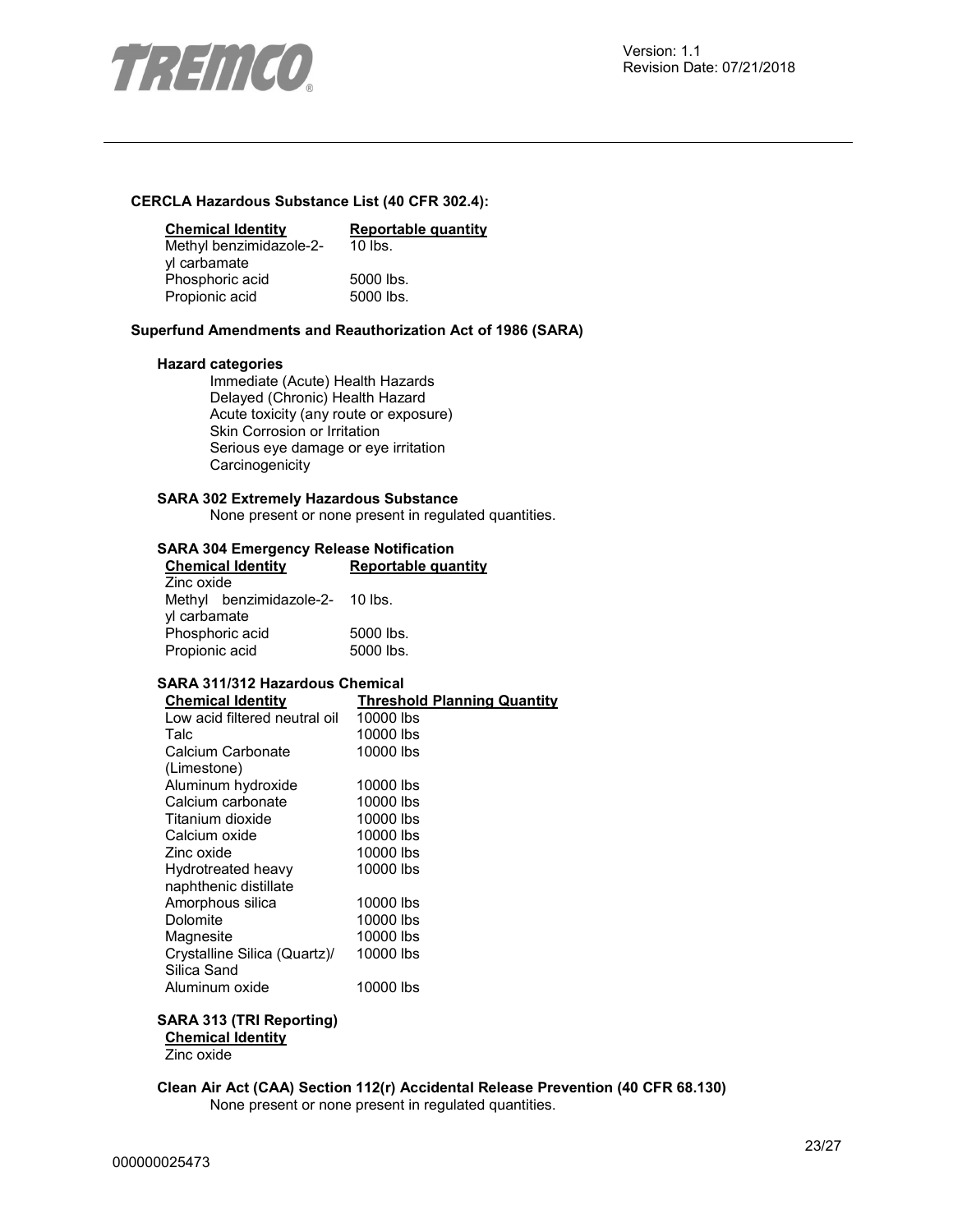**CERCLA Hazardous Substance List (40 CFR 302.4):**

| Chemical Identity | Reportable quantity |
|---|---|
| Methyl benzimidazole-2-yl carbamate | 10 lbs. |
| Phosphoric acid | 5000 lbs. |
| Propionic acid | 5000 lbs. |

**Superfund Amendments and Reauthorization Act of 1986 (SARA)**

**Hazard categories**

Immediate (Acute) Health Hazards
Delayed (Chronic) Health Hazard
Acute toxicity (any route or exposure)
Skin Corrosion or Irritation
Serious eye damage or eye irritation
Carcinogenicity

**SARA 302 Extremely Hazardous Substance**

None present or none present in regulated quantities.

**SARA 304 Emergency Release Notification**

| Chemical Identity | Reportable quantity |
|---|---|
| Zinc oxide | |
| Methyl benzimidazole-2-yl carbamate | 10 lbs. |
| Phosphoric acid | 5000 lbs. |
| Propionic acid | 5000 lbs. |

**SARA 311/312 Hazardous Chemical**

| Chemical Identity | Threshold Planning Quantity |
|---|---|
| Low acid filtered neutral oil | 10000 lbs |
| Talc | 10000 lbs |
| Calcium Carbonate (Limestone) | 10000 lbs |
| Aluminum hydroxide | 10000 lbs |
| Calcium carbonate | 10000 lbs |
| Titanium dioxide | 10000 lbs |
| Calcium oxide | 10000 lbs |
| Zinc oxide | 10000 lbs |
| Hydrotreated heavy naphthenic distillate | 10000 lbs |
| Amorphous silica | 10000 lbs |
| Dolomite | 10000 lbs |
| Magnesite | 10000 lbs |
| Crystalline Silica (Quartz)/ Silica Sand | 10000 lbs |
| Aluminum oxide | 10000 lbs |

**SARA 313 (TRI Reporting)**

| Chemical Identity |
|---|
| Zinc oxide |

**Clean Air Act (CAA) Section 112(r) Accidental Release Prevention (40 CFR 68.130)**

None present or none present in regulated quantities.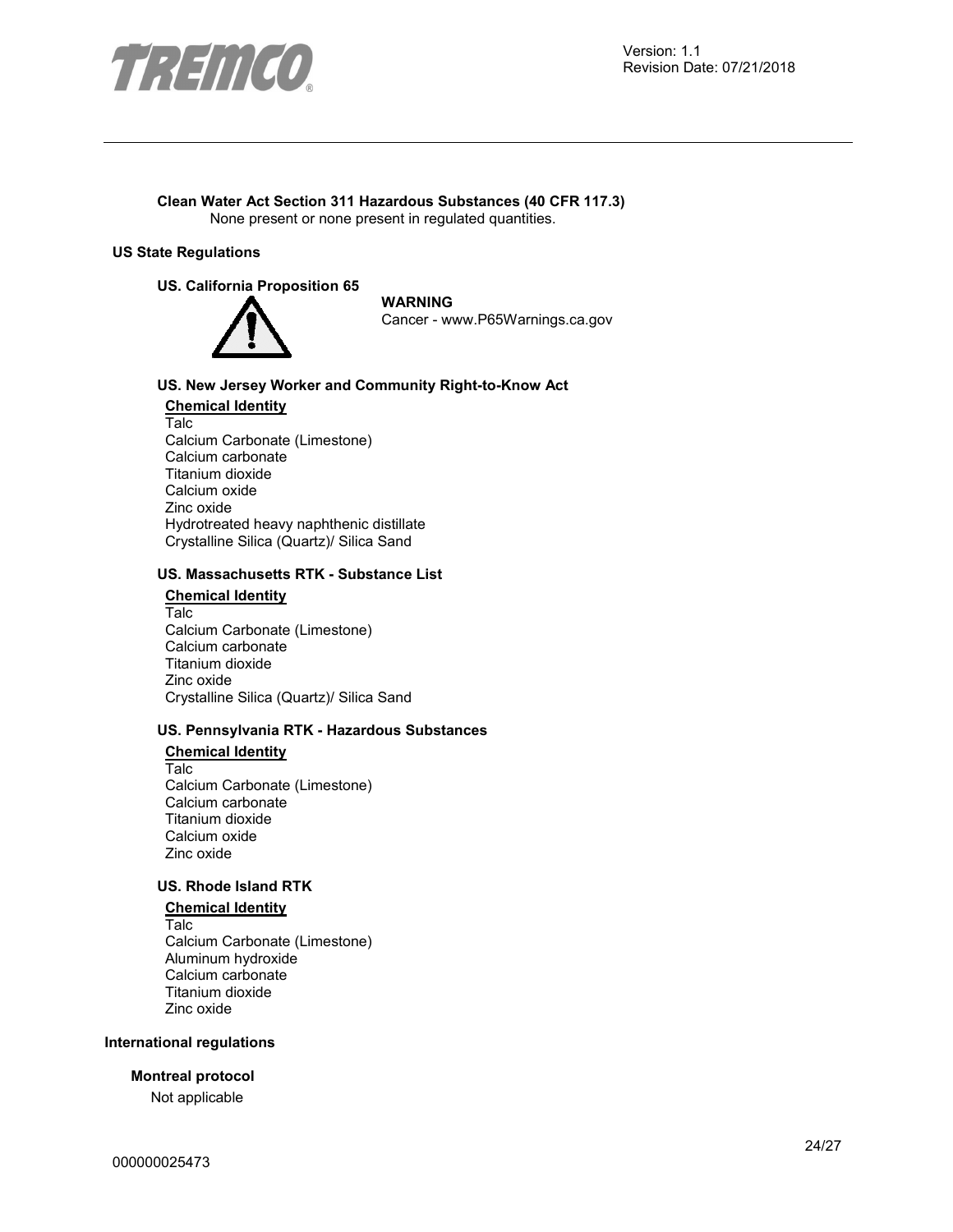**Clean Water Act Section 311 Hazardous Substances (40 CFR 117.3)**

None present or none present in regulated quantities.

## US State Regulations

### US. California Proposition 65

**WARNING**

Cancer - www.P65Warnings.ca.gov

### US. New Jersey Worker and Community Right-to-Know Act

**Chemical Identity**

Talc
Calcium Carbonate (Limestone)
Calcium carbonate
Titanium dioxide
Calcium oxide
Zinc oxide
Hydrotreated heavy naphthenic distillate
Crystalline Silica (Quartz)/ Silica Sand

### US. Massachusetts RTK - Substance List

**Chemical Identity**

Talc
Calcium Carbonate (Limestone)
Calcium carbonate
Titanium dioxide
Zinc oxide
Crystalline Silica (Quartz)/ Silica Sand

### US. Pennsylvania RTK - Hazardous Substances

**Chemical Identity**

Talc
Calcium Carbonate (Limestone)
Calcium carbonate
Titanium dioxide
Calcium oxide
Zinc oxide

### US. Rhode Island RTK

**Chemical Identity**

Talc
Calcium Carbonate (Limestone)
Aluminum hydroxide
Calcium carbonate
Titanium dioxide
Zinc oxide

## International regulations

### Montreal protocol

Not applicable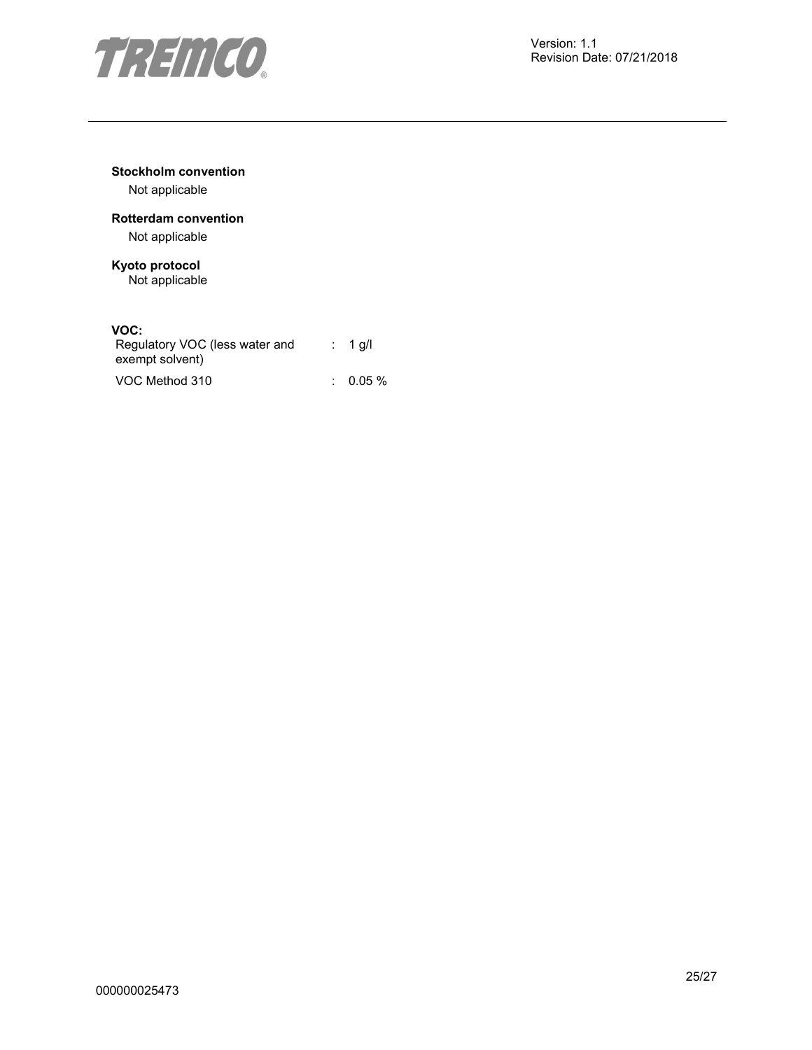**Stockholm convention**

Not applicable

**Rotterdam convention**

Not applicable

**Kyoto protocol**

Not applicable

**VOC:**

| | | |
|---|---|---|
| Regulatory VOC (less water and exempt solvent) | : | 1 g/l |
| VOC Method 310 | : | 0.05 % |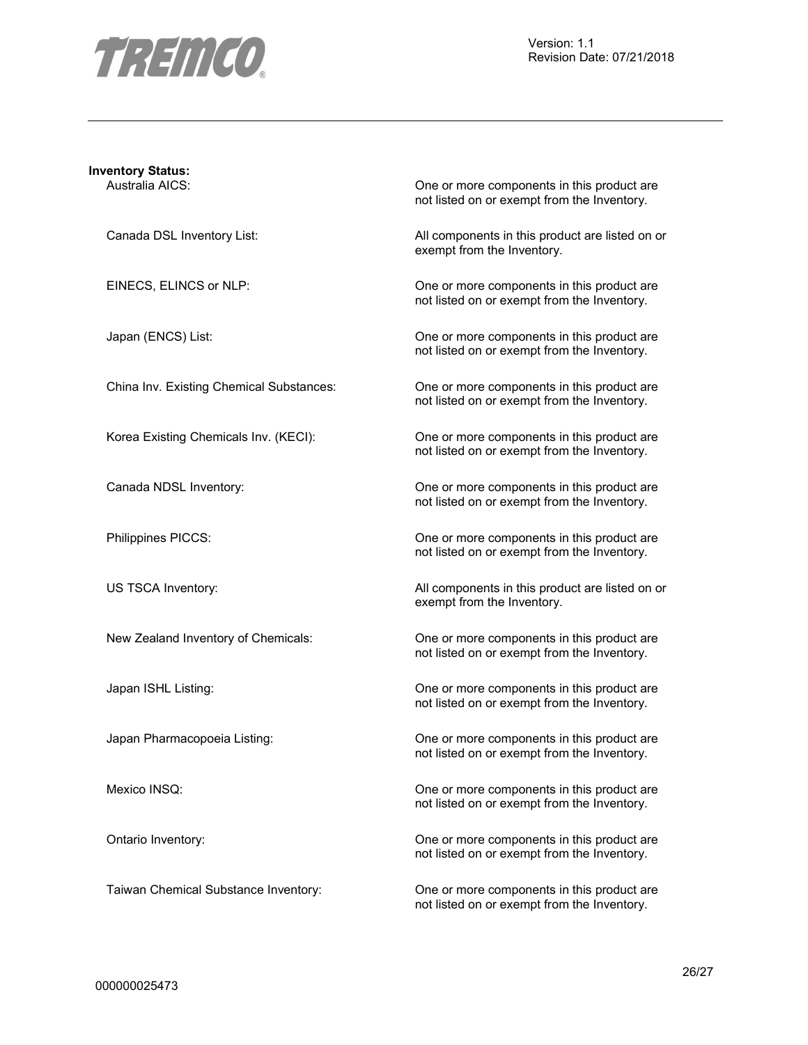**Inventory Status:**

| | |
|---|---|
| Australia AICS: | One or more components in this product are not listed on or exempt from the Inventory. |
| Canada DSL Inventory List: | All components in this product are listed on or exempt from the Inventory. |
| EINECS, ELINCS or NLP: | One or more components in this product are not listed on or exempt from the Inventory. |
| Japan (ENCS) List: | One or more components in this product are not listed on or exempt from the Inventory. |
| China Inv. Existing Chemical Substances: | One or more components in this product are not listed on or exempt from the Inventory. |
| Korea Existing Chemicals Inv. (KECI): | One or more components in this product are not listed on or exempt from the Inventory. |
| Canada NDSL Inventory: | One or more components in this product are not listed on or exempt from the Inventory. |
| Philippines PICCS: | One or more components in this product are not listed on or exempt from the Inventory. |
| US TSCA Inventory: | All components in this product are listed on or exempt from the Inventory. |
| New Zealand Inventory of Chemicals: | One or more components in this product are not listed on or exempt from the Inventory. |
| Japan ISHL Listing: | One or more components in this product are not listed on or exempt from the Inventory. |
| Japan Pharmacopoeia Listing: | One or more components in this product are not listed on or exempt from the Inventory. |
| Mexico INSQ: | One or more components in this product are not listed on or exempt from the Inventory. |
| Ontario Inventory: | One or more components in this product are not listed on or exempt from the Inventory. |
| Taiwan Chemical Substance Inventory: | One or more components in this product are not listed on or exempt from the Inventory. |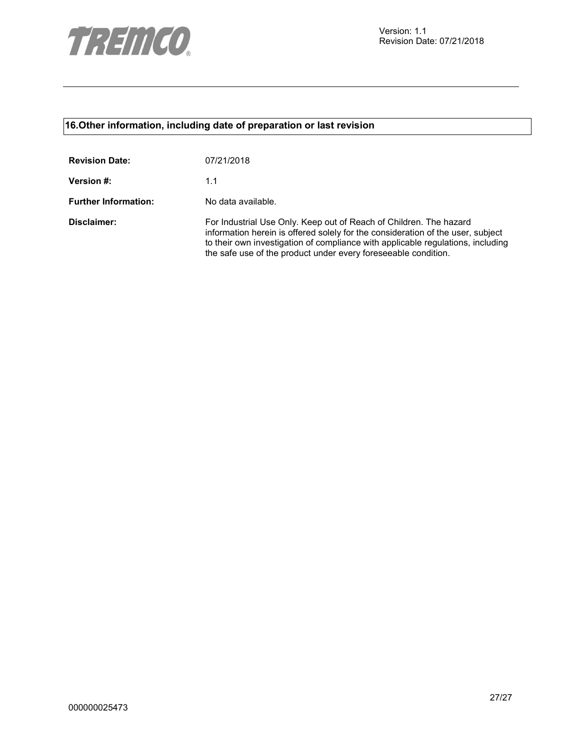## 16.Other information, including date of preparation or last revision

| | |
|---|---|
| **Revision Date:** | 07/21/2018 |
| **Version #:** | 1.1 |
| **Further Information:** | No data available. |
| **Disclaimer:** | For Industrial Use Only. Keep out of Reach of Children. The hazard information herein is offered solely for the consideration of the user, subject to their own investigation of compliance with applicable regulations, including the safe use of the product under every foreseeable condition. |